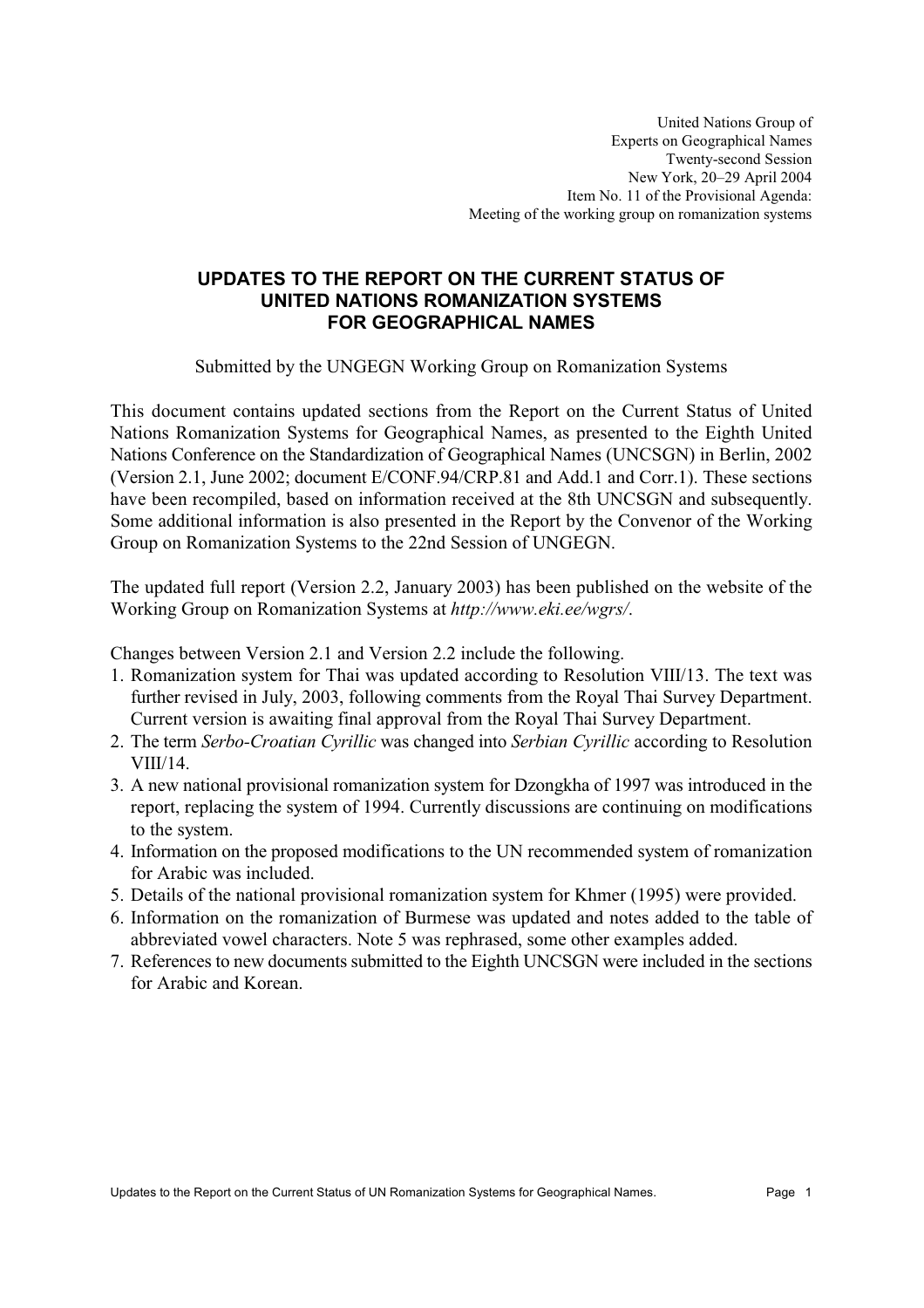United Nations Group of
Experts on Geographical Names
Twenty-second Session
New York, 20–29 April 2004
Item No. 11 of the Provisional Agenda:
Meeting of the working group on romanization systems

# UPDATES TO THE REPORT ON THE CURRENT STATUS OF UNITED NATIONS ROMANIZATION SYSTEMS FOR GEOGRAPHICAL NAMES

Submitted by the UNGEGN Working Group on Romanization Systems

This document contains updated sections from the Report on the Current Status of United Nations Romanization Systems for Geographical Names, as presented to the Eighth United Nations Conference on the Standardization of Geographical Names (UNCSGN) in Berlin, 2002 (Version 2.1, June 2002; document E/CONF.94/CRP.81 and Add.1 and Corr.1). These sections have been recompiled, based on information received at the 8th UNCSGN and subsequently. Some additional information is also presented in the Report by the Convenor of the Working Group on Romanization Systems to the 22nd Session of UNGEGN.

The updated full report (Version 2.2, January 2003) has been published on the website of the Working Group on Romanization Systems at *http://www.eki.ee/wgrs/*.

Changes between Version 2.1 and Version 2.2 include the following.

1. Romanization system for Thai was updated according to Resolution VIII/13. The text was further revised in July, 2003, following comments from the Royal Thai Survey Department. Current version is awaiting final approval from the Royal Thai Survey Department.
2. The term *Serbo-Croatian Cyrillic* was changed into *Serbian Cyrillic* according to Resolution VIII/14.
3. A new national provisional romanization system for Dzongkha of 1997 was introduced in the report, replacing the system of 1994. Currently discussions are continuing on modifications to the system.
4. Information on the proposed modifications to the UN recommended system of romanization for Arabic was included.
5. Details of the national provisional romanization system for Khmer (1995) were provided.
6. Information on the romanization of Burmese was updated and notes added to the table of abbreviated vowel characters. Note 5 was rephrased, some other examples added.
7. References to new documents submitted to the Eighth UNCSGN were included in the sections for Arabic and Korean.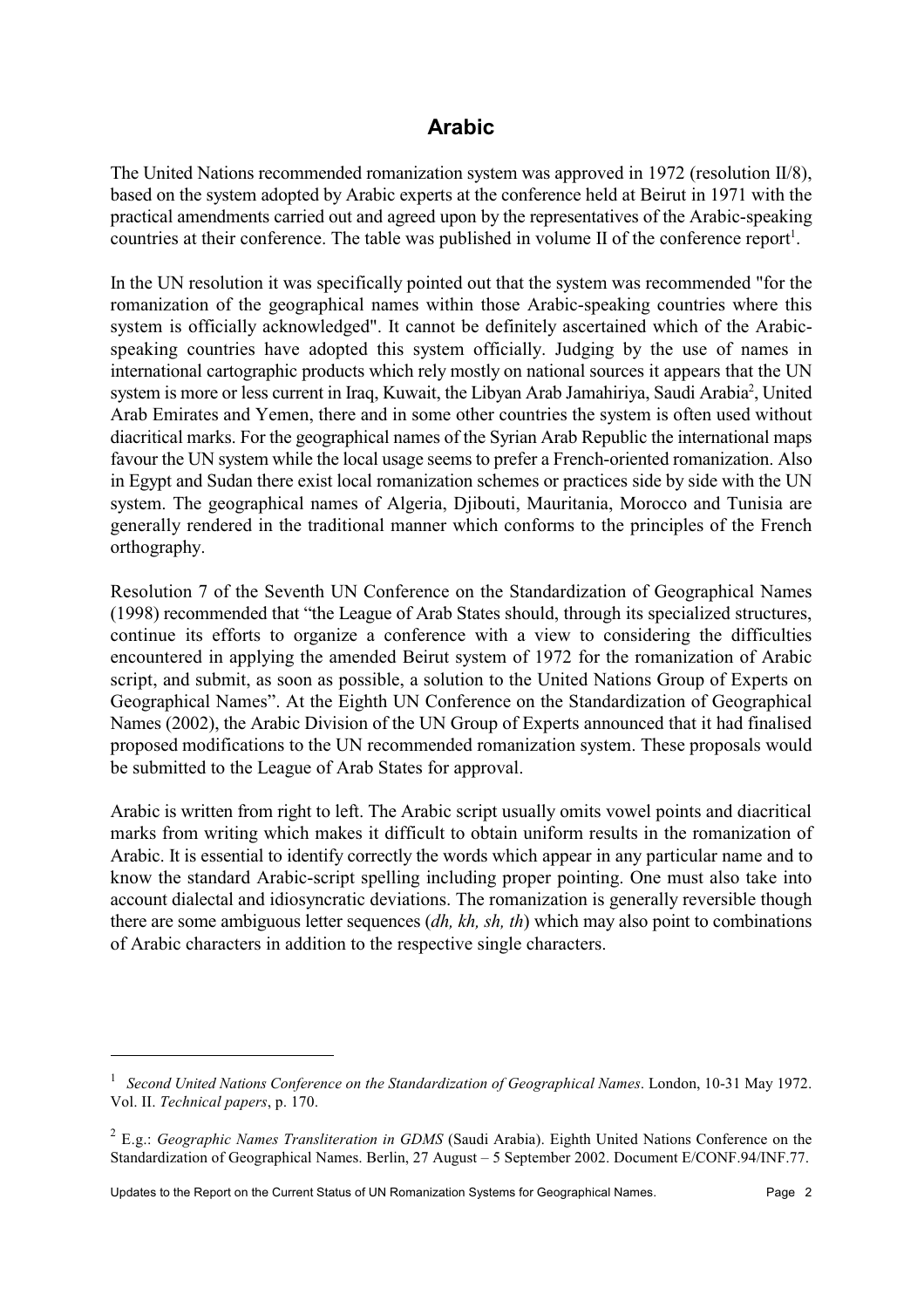# Arabic

The United Nations recommended romanization system was approved in 1972 (resolution II/8), based on the system adopted by Arabic experts at the conference held at Beirut in 1971 with the practical amendments carried out and agreed upon by the representatives of the Arabic-speaking countries at their conference. The table was published in volume II of the conference report[1].

In the UN resolution it was specifically pointed out that the system was recommended "for the romanization of the geographical names within those Arabic-speaking countries where this system is officially acknowledged". It cannot be definitely ascertained which of the Arabic-speaking countries have adopted this system officially. Judging by the use of names in international cartographic products which rely mostly on national sources it appears that the UN system is more or less current in Iraq, Kuwait, the Libyan Arab Jamahiriya, Saudi Arabia[2], United Arab Emirates and Yemen, there and in some other countries the system is often used without diacritical marks. For the geographical names of the Syrian Arab Republic the international maps favour the UN system while the local usage seems to prefer a French-oriented romanization. Also in Egypt and Sudan there exist local romanization schemes or practices side by side with the UN system. The geographical names of Algeria, Djibouti, Mauritania, Morocco and Tunisia are generally rendered in the traditional manner which conforms to the principles of the French orthography.

Resolution 7 of the Seventh UN Conference on the Standardization of Geographical Names (1998) recommended that "the League of Arab States should, through its specialized structures, continue its efforts to organize a conference with a view to considering the difficulties encountered in applying the amended Beirut system of 1972 for the romanization of Arabic script, and submit, as soon as possible, a solution to the United Nations Group of Experts on Geographical Names". At the Eighth UN Conference on the Standardization of Geographical Names (2002), the Arabic Division of the UN Group of Experts announced that it had finalised proposed modifications to the UN recommended romanization system. These proposals would be submitted to the League of Arab States for approval.

Arabic is written from right to left. The Arabic script usually omits vowel points and diacritical marks from writing which makes it difficult to obtain uniform results in the romanization of Arabic. It is essential to identify correctly the words which appear in any particular name and to know the standard Arabic-script spelling including proper pointing. One must also take into account dialectal and idiosyncratic deviations. The romanization is generally reversible though there are some ambiguous letter sequences (*dh, kh, sh, th*) which may also point to combinations of Arabic characters in addition to the respective single characters.

---

[1] *Second United Nations Conference on the Standardization of Geographical Names*. London, 10-31 May 1972. Vol. II. *Technical papers*, p. 170.

[2] E.g.: *Geographic Names Transliteration in GDMS* (Saudi Arabia). Eighth United Nations Conference on the Standardization of Geographical Names. Berlin, 27 August – 5 September 2002. Document E/CONF.94/INF.77.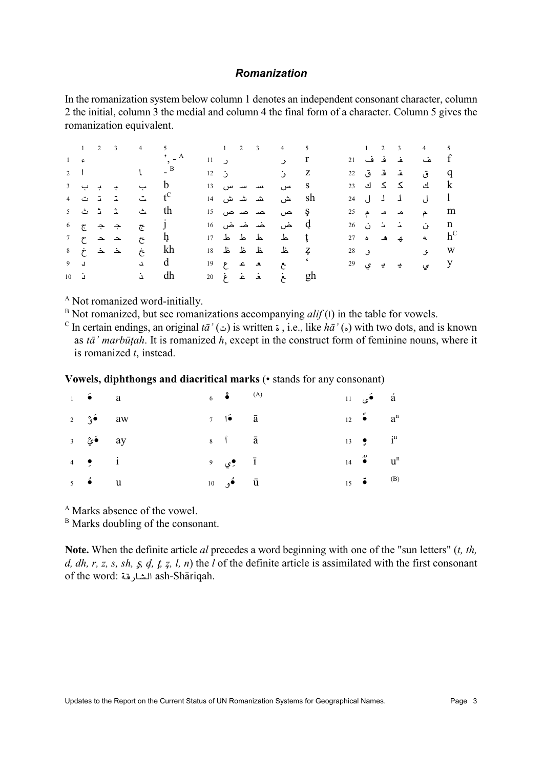### *Romanization*

In the romanization system below column 1 denotes an independent consonant character, column 2 the initial, column 3 the medial and column 4 the final form of a character. Column 5 gives the romanization equivalent.

| | 1 | 2 | 3 | 4 | 5 | | 1 | 2 | 3 | 4 | 5 | | 1 | 2 | 3 | 4 | 5 |
|---|---|---|---|---|---|---|---|---|---|---|---|---|---|---|---|---|---|
| 1 | ء | | | | ʼ, - [A] | 11 | ر | | | ر | r | 21 | ف | ف | ف | ف | f |
| 2 | ا | | | ا | - [B] | 12 | ز | | | ز | z | 22 | ق | ق | ق | ق | q |
| 3 | ب | ب | ب | ب | b | 13 | س | س | س | س | s | 23 | ك | ك | ك | ك | k |
| 4 | ت | ت | ت | ت | t[C] | 14 | ش | ش | ش | ش | sh | 24 | ل | ل | ل | ل | l |
| 5 | ث | ث | ث | ث | th | 15 | ص | ص | ص | ص | ṣ | 25 | م | م | م | م | m |
| 6 | ج | ج | ج | ج | j | 16 | ض | ض | ض | ض | ḍ | 26 | ن | ن | ن | ن | n |
| 7 | ح | ح | ح | ح | ḥ | 17 | ط | ط | ط | ط | ṭ | 27 | ه | ه | ه | ه | h[C] |
| 8 | خ | خ | خ | خ | kh | 18 | ظ | ظ | ظ | ظ | ẓ | 28 | و | | | و | w |
| 9 | د | | | د | d | 19 | ع | ع | ع | ع | ʻ | 29 | ي | ي | ي | ي | y |
| 10 | ذ | | | ذ | dh | 20 | غ | غ | غ | غ | gh | | | | | | |

[A] Not romanized word-initially.

[B] Not romanized, but see romanizations accompanying *alif* (ا) in the table for vowels.

[C] In certain endings, an original *tāʼ* (ت) is written ة , i.e., like *hāʼ* (ه) with two dots, and is known as *tāʼ marbūṭah*. It is romanized *h*, except in the construct form of feminine nouns, where it is romanized *t*, instead.

**Vowels, diphthongs and diacritical marks** (• stands for any consonant)

| | | | | | | | | |
|---|---|---|---|---|---|---|---|---|
| 1 | •َ | a | 6 | •ْ | (A) | 11 | •َى | á |
| 2 | •َوْ | aw | 7 | •َا | ā | 12 | •ً | a[n] |
| 3 | •َيْ | ay | 8 | آ | ā | 13 | •ٍ | i[n] |
| 4 | •ِ | i | 9 | •ِي | ī | 14 | •ٌ | u[n] |
| 5 | •ُ | u | 10 | •ُو | ū | 15 | •ّ | (B) |

[A] Marks absence of the vowel.

[B] Marks doubling of the consonant.

**Note.** When the definite article *al* precedes a word beginning with one of the "sun letters" (*t, th, d, dh, r, z, s, sh, ṣ, ḍ, ṭ, ẓ, l, n*) the *l* of the definite article is assimilated with the first consonant of the word: الشارقة ash-Shāriqah.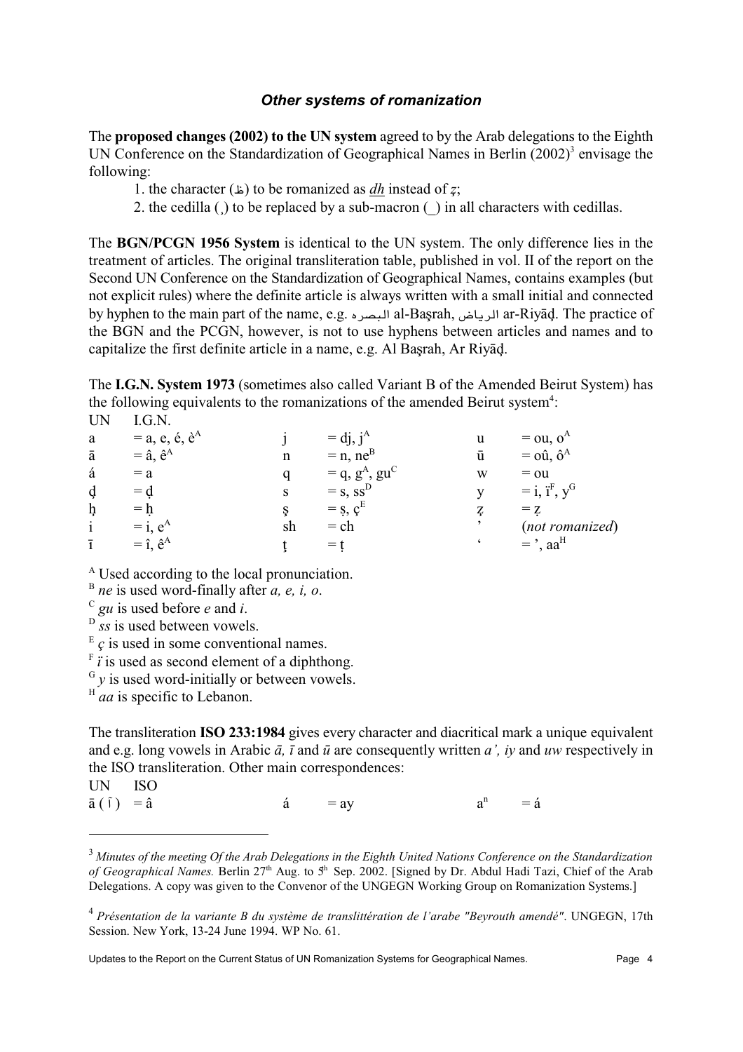### *Other systems of romanization*

The **proposed changes (2002) to the UN system** agreed to by the Arab delegations to the Eighth UN Conference on the Standardization of Geographical Names in Berlin (2002)[3] envisage the following:

1. the character (ظ) to be romanized as *dh* instead of *z̧*;
2. the cedilla (¸) to be replaced by a sub-macron (_) in all characters with cedillas.

The **BGN/PCGN 1956 System** is identical to the UN system. The only difference lies in the treatment of articles. The original transliteration table, published in vol. II of the report on the Second UN Conference on the Standardization of Geographical Names, contains examples (but not explicit rules) where the definite article is always written with a small initial and connected by hyphen to the main part of the name, e.g. البصره al-Başrah, الرياض ar-Riyāḑ. The practice of the BGN and the PCGN, however, is not to use hyphens between articles and names and to capitalize the first definite article in a name, e.g. Al Başrah, Ar Riyāḑ.

The **I.G.N. System 1973** (sometimes also called Variant B of the Amended Beirut System) has the following equivalents to the romanizations of the amended Beirut system[4]:

| UN | I.G.N. | UN | I.G.N. | UN | I.G.N. |
|---|---|---|---|---|---|
| a | = a, e, é, è[A] | j | = dj, j[A] | u | = ou, o[A] |
| ā | = â, ê[A] | n | = n, ne[B] | ū | = oû, ô[A] |
| á | = a | q | = q, g[A], gu[C] | w | = ou |
| ḑ | = ḍ | s | = s, ss[D] | y | = i, ï[F], y[G] |
| ḩ | = ḥ | ş | = ṣ, ç[E] | z̧ | = ẓ |
| i | = i, e[A] | sh | = ch | ’ | (*not romanized*) |
| ī | = î, ê[A] | ţ | = ṭ | ‘ | = ’, aa[H] |

[A] Used according to the local pronunciation.
[B] *ne* is used word-finally after *a, e, i, o*.
[C] *gu* is used before *e* and *i*.
[D] *ss* is used between vowels.
[E] *ç* is used in some conventional names.
[F] *ï* is used as second element of a diphthong.
[G] *y* is used word-initially or between vowels.
[H] *aa* is specific to Lebanon.

The transliteration **ISO 233:1984** gives every character and diacritical mark a unique equivalent and e.g. long vowels in Arabic *ā, ī* and *ū* are consequently written *a’, iy* and *uw* respectively in the ISO transliteration. Other main correspondences:

| UN | ISO | UN | ISO | UN | ISO |
|---|---|---|---|---|---|
| ā ( آ ) | = â | á | = ay | $a^n$ | = á |

---

[3] *Minutes of the meeting Of the Arab Delegations in the Eighth United Nations Conference on the Standardization of Geographical Names.* Berlin 27th Aug. to 5th Sep. 2002. [Signed by Dr. Abdul Hadi Tazi, Chief of the Arab Delegations. A copy was given to the Convenor of the UNGEGN Working Group on Romanization Systems.]

[4] *Présentation de la variante B du système de translittération de l’arabe "Beyrouth amendé"*. UNGEGN, 17th Session. New York, 13-24 June 1994. WP No. 61.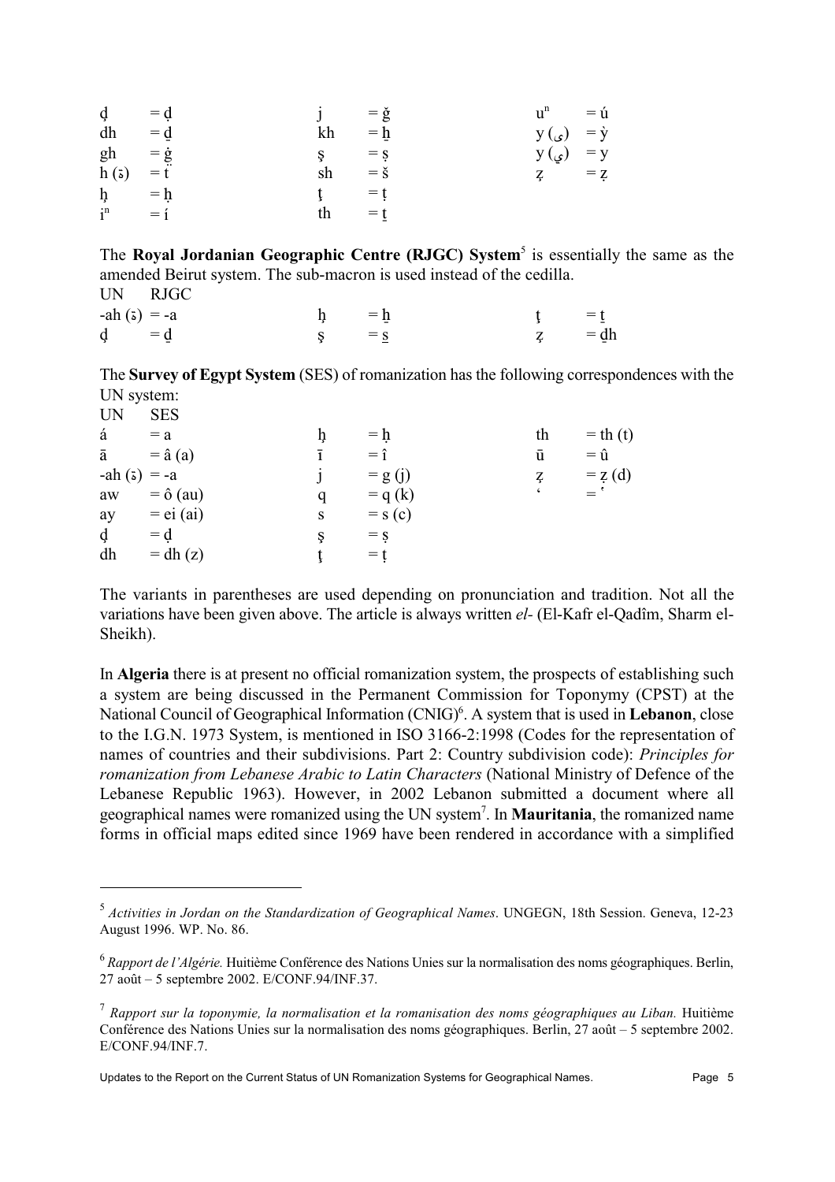| | | | | | |
|---|---|---|---|---|---|
| ḑ | = ḍ | j | = ğ | uⁿ | = ú |
| dh | = ḏ | kh | = ẖ | y (ى) | = ỳ |
| gh | = ġ | ş | = ṣ | y (ي) | = y |
| h (ة) | = ẗ | sh | = š | z̧ | = ẓ |
| ḩ | = ḥ | ţ | = ṭ | | |
| iⁿ | = í | th | = ṯ | | |

The **Royal Jordanian Geographic Centre (RJGC) System**[5] is essentially the same as the amended Beirut system. The sub-macron is used instead of the cedilla.

| UN | RJGC | | | | |
|---|---|---|---|---|---|
| -ah (ة) | = -a | ḩ | = ẖ | ţ | = ṯ |
| ḑ | = ḏ | ş | = s̱ | z̧ | = ḏh |

The **Survey of Egypt System** (SES) of romanization has the following correspondences with the UN system:

| UN | SES | | | | |
|---|---|---|---|---|---|
| á | = a | ḩ | = ḥ | th | = th (t) |
| ā | = â (a) | ī | = î | ū | = û |
| -ah (ة) | = -a | j | = g (j) | z̧ | = ẓ (d) |
| aw | = ô (au) | q | = q (k) | ʻ | = ʼ |
| ay | = ei (ai) | s | = s (c) | | |
| ḑ | = ḍ | ş | = ṣ | | |
| dh | = dh (z) | ţ | = ṭ | | |

The variants in parentheses are used depending on pronunciation and tradition. Not all the variations have been given above. The article is always written *el-* (El-Kafr el-Qadîm, Sharm el-Sheikh).

In **Algeria** there is at present no official romanization system, the prospects of establishing such a system are being discussed in the Permanent Commission for Toponymy (CPST) at the National Council of Geographical Information (CNIG)[6]. A system that is used in **Lebanon**, close to the I.G.N. 1973 System, is mentioned in ISO 3166-2:1998 (Codes for the representation of names of countries and their subdivisions. Part 2: Country subdivision code): *Principles for romanization from Lebanese Arabic to Latin Characters* (National Ministry of Defence of the Lebanese Republic 1963). However, in 2002 Lebanon submitted a document where all geographical names were romanized using the UN system[7]. In **Mauritania**, the romanized name forms in official maps edited since 1969 have been rendered in accordance with a simplified

[5] *Activities in Jordan on the Standardization of Geographical Names*. UNGEGN, 18th Session. Geneva, 12-23 August 1996. WP. No. 86.

[6] *Rapport de l'Algérie.* Huitième Conférence des Nations Unies sur la normalisation des noms géographiques. Berlin, 27 août – 5 septembre 2002. E/CONF.94/INF.37.

[7] *Rapport sur la toponymie, la normalisation et la romanisation des noms géographiques au Liban.* Huitième Conférence des Nations Unies sur la normalisation des noms géographiques. Berlin, 27 août – 5 septembre 2002. E/CONF.94/INF.7.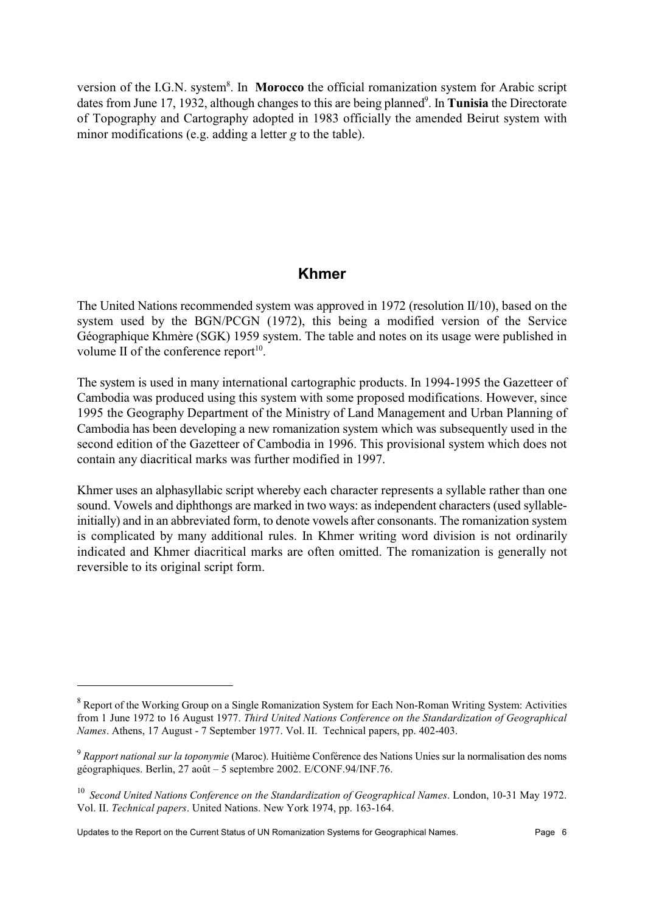version of the I.G.N. system[8]. In **Morocco** the official romanization system for Arabic script dates from June 17, 1932, although changes to this are being planned[9]. In **Tunisia** the Directorate of Topography and Cartography adopted in 1983 officially the amended Beirut system with minor modifications (e.g. adding a letter *g* to the table).

## Khmer

The United Nations recommended system was approved in 1972 (resolution II/10), based on the system used by the BGN/PCGN (1972), this being a modified version of the Service Géographique Khmère (SGK) 1959 system. The table and notes on its usage were published in volume II of the conference report[10].

The system is used in many international cartographic products. In 1994-1995 the Gazetteer of Cambodia was produced using this system with some proposed modifications. However, since 1995 the Geography Department of the Ministry of Land Management and Urban Planning of Cambodia has been developing a new romanization system which was subsequently used in the second edition of the Gazetteer of Cambodia in 1996. This provisional system which does not contain any diacritical marks was further modified in 1997.

Khmer uses an alphasyllabic script whereby each character represents a syllable rather than one sound. Vowels and diphthongs are marked in two ways: as independent characters (used syllable-initially) and in an abbreviated form, to denote vowels after consonants. The romanization system is complicated by many additional rules. In Khmer writing word division is not ordinarily indicated and Khmer diacritical marks are often omitted. The romanization is generally not reversible to its original script form.

---

[8] Report of the Working Group on a Single Romanization System for Each Non-Roman Writing System: Activities from 1 June 1972 to 16 August 1977. *Third United Nations Conference on the Standardization of Geographical Names*. Athens, 17 August - 7 September 1977. Vol. II. Technical papers, pp. 402-403.

[9] *Rapport national sur la toponymie* (Maroc). Huitième Conférence des Nations Unies sur la normalisation des noms géographiques. Berlin, 27 août – 5 septembre 2002. E/CONF.94/INF.76.

[10] *Second United Nations Conference on the Standardization of Geographical Names*. London, 10-31 May 1972. Vol. II. *Technical papers*. United Nations. New York 1974, pp. 163-164.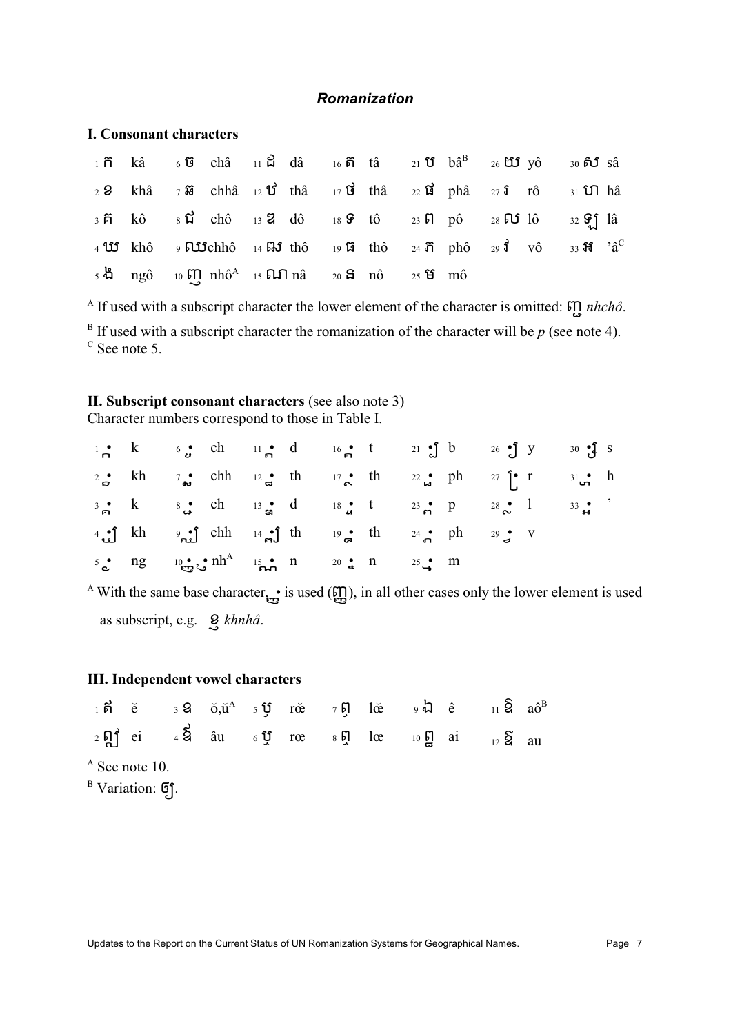## Romanization

### I. Consonant characters

| No. | Char | Rom. | No. | Char | Rom. | No. | Char | Rom. | No. | Char | Rom. | No. | Char | Rom. | No. | Char | Rom. | No. | Char | Rom. |
|---|---|---|---|---|---|---|---|---|---|---|---|---|---|---|---|---|---|---|---|---|
| 1 | ក | kâ | 6 | ច | châ | 11 | ដ | dâ | 16 | ត | tâ | 21 | ប | bâ[B] | 26 | យ | yô | 30 | ស | sâ |
| 2 | ខ | khâ | 7 | ឆ | chhâ | 12 | ឋ | thâ | 17 | ថ | thâ | 22 | ផ | phâ | 27 | រ | rô | 31 | ហ | hâ |
| 3 | គ | kô | 8 | ជ | chô | 13 | ឌ | dô | 18 | ទ | tô | 23 | ព | pô | 28 | ល | lô | 32 | ឡ | lâ |
| 4 | ឃ | khô | 9 | ឈ | chhô | 14 | ឍ | thô | 19 | ធ | thô | 24 | ភ | phô | 29 | វ | vô | 33 | អ | 'â[C] |
| 5 | ង | ngô | 10 | ញ | nhô[A] | 15 | ណ | nâ | 20 | ន | nô | 25 | ម | mô | | | | | | |

[A] If used with a subscript character the lower element of the character is omitted: ញ្ច *nhchô*.

[B] If used with a subscript character the romanization of the character will be *p* (see note 4).

[C] See note 5.

### II. Subscript consonant characters (see also note 3)

Character numbers correspond to those in Table I.

| No. | Char | Rom. | No. | Char | Rom. | No. | Char | Rom. | No. | Char | Rom. | No. | Char | Rom. | No. | Char | Rom. | No. | Char | Rom. |
|---|---|---|---|---|---|---|---|---|---|---|---|---|---|---|---|---|---|---|---|---|
| 1 | ្ក | k | 6 | ្ច | ch | 11 | ្ដ | d | 16 | ្ត | t | 21 | ្ប | b | 26 | ្យ | y | 30 | ្ស | s |
| 2 | ្ខ | kh | 7 | ្ឆ | chh | 12 | ្ឋ | th | 17 | ្ថ | th | 22 | ្ផ | ph | 27 | ្រ | r | 31 | ្ហ | h |
| 3 | ្គ | k | 8 | ្ជ | ch | 13 | ្ឌ | d | 18 | ្ទ | t | 23 | ្ព | p | 28 | ្ល | l | 33 | ្អ | ' |
| 4 | ្ឃ | kh | 9 | ្ឈ | chh | 14 | ្ឍ | th | 19 | ្ធ | th | 24 | ្ភ | ph | 29 | ្វ | v | | | |
| 5 | ្ង | ng | 10 | ្ញ | nh[A] | 15 | ្ណ | n | 20 | ្ន | n | 25 | ្ម | m | | | | | | |

[A] With the same base character, ្ញ is used (ញ្ញ), in all other cases only the lower element is used as subscript, e.g. ខ្ញ *khnhâ*.

### III. Independent vowel characters

| No. | Char | Rom. | No. | Char | Rom. | No. | Char | Rom. | No. | Char | Rom. | No. | Char | Rom. | No. | Char | Rom. |
|---|---|---|---|---|---|---|---|---|---|---|---|---|---|---|---|---|---|
| 1 | ឥ | ĕ | 3 | ឧ | ŏ,ŭ[A] | 5 | ឫ | rĕ | 7 | ឭ | lĕ | 9 | ឯ | ê | 11 | ឱ | aô[B] |
| 2 | ឦ | ei | 4 | ឩ | âu | 6 | ឬ | rœ | 8 | ឮ | lœ | 10 | ឰ | ai | 12 | ឳ | au |

[A] See note 10.

[B] Variation: ឲ្យ.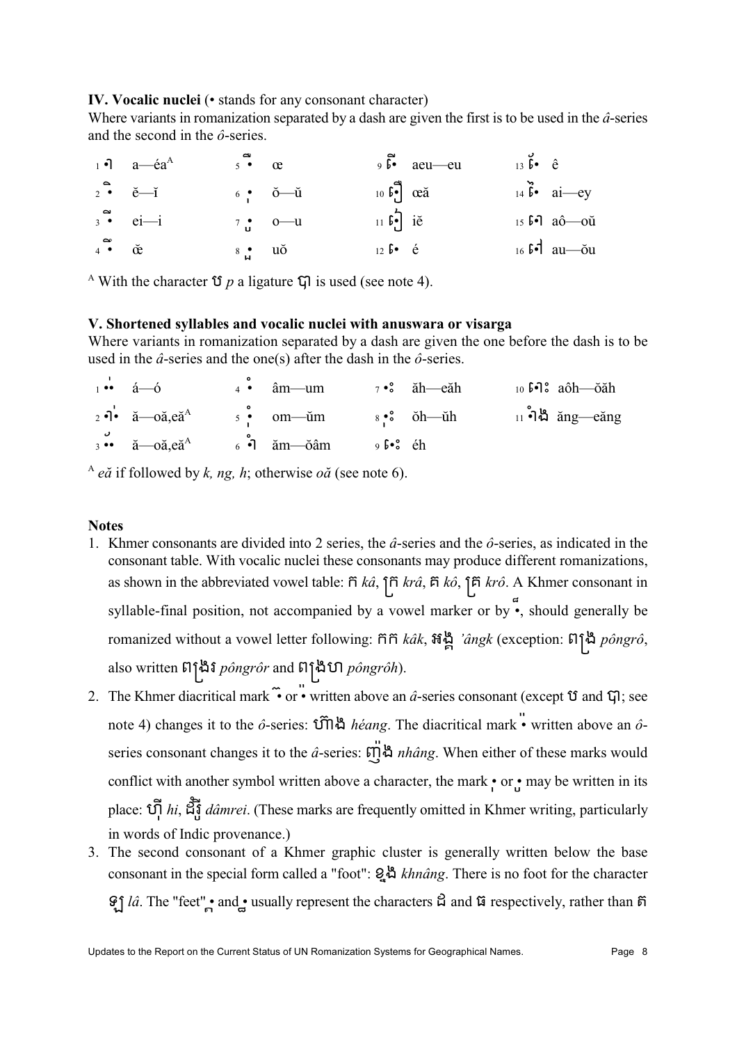**IV. Vocalic nuclei** (• stands for any consonant character)

Where variants in romanization separated by a dash are given the first is to be used in the *â*-series and the second in the *ô*-series.

| | | | | | | | |
|---|---|---|---|---|---|---|---|
| 1 •ា | a—éa[A] | 5 •ឹ | œ | 9 •ើ | aeu—eu | 13 •េ | ê |
| 2 •ិ | ĕ—ĭ | 6 •ុ | ŏ—ŭ | 10 •ឿ | œă | 14 •ែ | ai—ey |
| 3 •ី | ei—i | 7 •ូ | o—u | 11 •ៀ | iĕ | 15 •ោ | aô—oŭ |
| 4 •ឺ | œ̆ | 8 •ួ | uŏ | 12 •េ | é | 16 •ៅ | au—ŏu |

[A] With the character ប *p* a ligature បា is used (see note 4).

**V. Shortened syllables and vocalic nuclei with anuswara or visarga**

Where variants in romanization separated by a dash are given the one before the dash is to be used in the *â*-series and the one(s) after the dash in the *ô*-series.

| | | | | | | | |
|---|---|---|---|---|---|---|---|
| 1 ••់ | á—ó | 4 •ំ | âm—um | 7 •ះ | ăh—eăh | 10 •ោះ | aôh—ŏăh |
| 2 •ាំ | ă—oă,eă[A] | 5 •ុំ | om—ŭm | 8 •ុះ | ŏh—ŭh | 11 •ាំង | ăng—eăng |
| 3 ••៉ | ă—oă,eă[A] | 6 •ាំ | ăm—ŏâm | 9 •េះ | éh | | |

[A] *eă* if followed by *k, ng, h*; otherwise *oă* (see note 6).

**Notes**

1. Khmer consonants are divided into 2 series, the *â*-series and the *ô*-series, as indicated in the consonant table. With vocalic nuclei these consonants may produce different romanizations, as shown in the abbreviated vowel table: ក *kâ*, ក្រ *krâ*, គ *kô*, គ្រ *krô*. A Khmer consonant in syllable-final position, not accompanied by a vowel marker or by •៏, should generally be romanized without a vowel letter following: កក *kâk*, អង្គ *'ângk* (exception: ពង្រ *pôngrô*, also written ពង្ររ *pôngrôr* and ពង្រហ *pôngrôh*).
2. The Khmer diacritical mark •៊ or •៉ written above an *â*-series consonant (except ប and បា; see note 4) changes it to the *ô*-series: ហ៊ាង *héang*. The diacritical mark •៉ written above an *ô*-series consonant changes it to the *â*-series: ញ៉ាំង *nhâng*. When either of these marks would conflict with another symbol written above a character, the mark •ុ or •ូ may be written in its place: ហ៊ី *hi*, ដ៏រី *dâmrei*. (These marks are frequently omitted in Khmer writing, particularly in words of Indic provenance.)
3. The second consonant of a Khmer graphic cluster is generally written below the base consonant in the special form called a "foot": ខ្នង *khnâng*. There is no foot for the character ឡ *lâ*. The "feet" •្ត and •្ឍ usually represent the characters ដ and ឍ respectively, rather than ត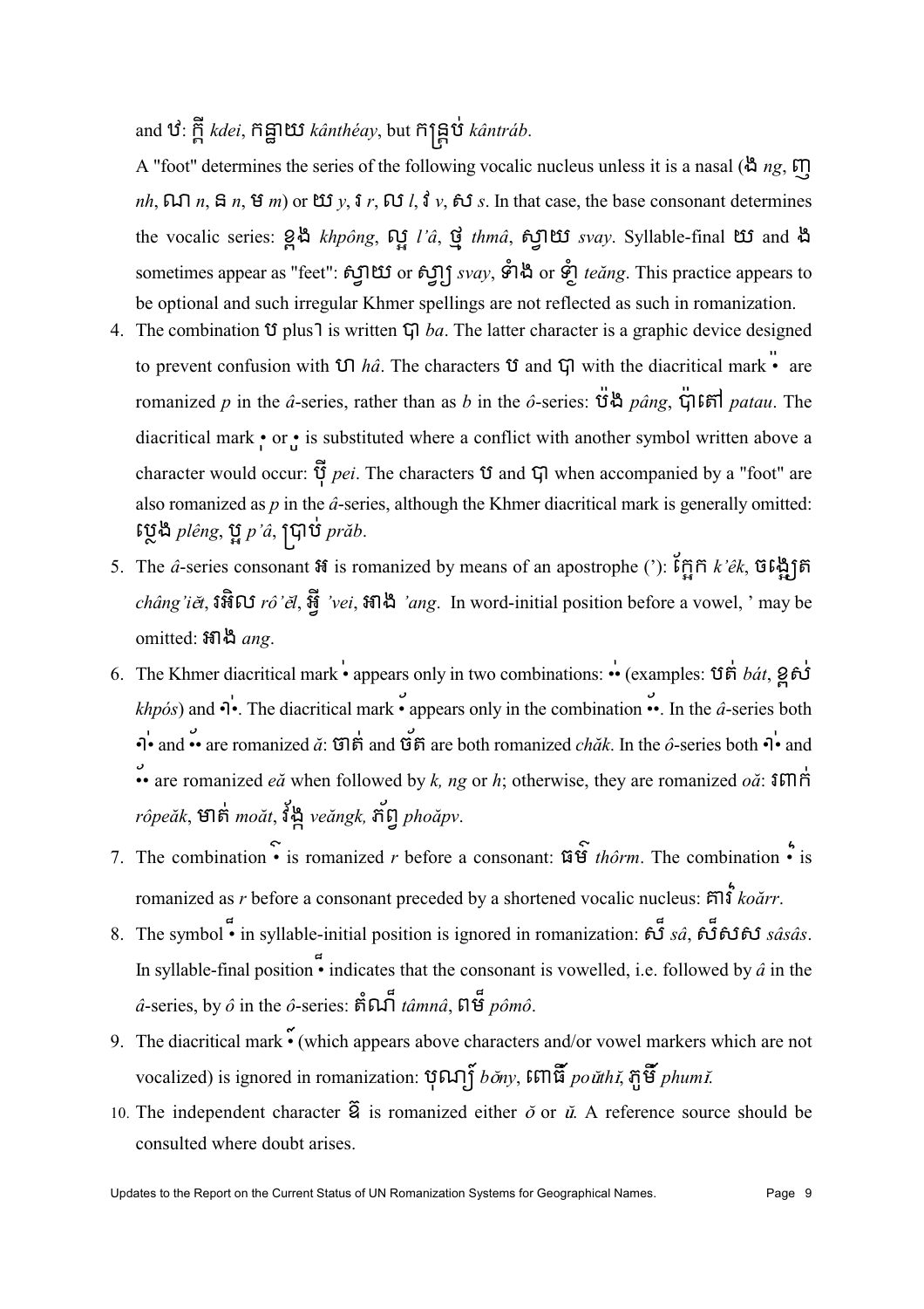and ប់: ក្ដី *kdei*, កន្ទាយ *kânthéay*, but កន្ត្រប់ *kântráb*.

A "foot" determines the series of the following vocalic nucleus unless it is a nasal (ង *ng*, ញ *nh*, ណ *n*, ន *n*, ម *m*) or យ *y*, រ *r*, ល *l*, វ *v*, ស *s*. In that case, the base consonant determines the vocalic series: ខ្ពង *khpông*, ល្អ *l'â*, ថ្ម *thmâ*, ស្វាយ *svay*. Syllable-final យ and ង sometimes appear as "feet": ស្វាយ or ស្វា្យ *svay*, ទាំង or ទាំ្ង *teăng*. This practice appears to be optional and such irregular Khmer spellings are not reflected as such in romanization.

4. The combination ប plus ា is written បា *ba*. The latter character is a graphic device designed to prevent confusion with ហ *hâ*. The characters ប and បា with the diacritical mark ៉ are romanized *p* in the *â*-series, rather than as *b* in the *ô*-series: ប៉ង *pâng*, ប៉ាតៅ *patau*. The diacritical mark ៉ or ៉ is substituted where a conflict with another symbol written above a character would occur: ប៉ី *pei*. The characters ប and បា when accompanied by a "foot" are also romanized as *p* in the *â*-series, although the Khmer diacritical mark is generally omitted: ប្លែង *plêng*, ប្អ *p'â*, ប្រាប់ *prăb*.
5. The *â*-series consonant អ is romanized by means of an apostrophe ('): ក្អែក *k'êk*, ចង្អៀត *châng'iĕt*, រអិល *rô'ĕl*, អ្វី *'vei*, អាង *'ang*. In word-initial position before a vowel, ' may be omitted: អាង *ang*.
6. The Khmer diacritical mark ់ appears only in two combinations: ់ (examples: បត់ *bát*, ខ្ពស់ *khpós*) and ាំ. The diacritical mark ័ appears only in the combination ័. In the *â*-series both ា់ and ័ are romanized *ă*: ចាត់ and ច័ត are both romanized *chăk*. In the *ô*-series both ា់ and ័ are romanized *eă* when followed by *k, ng* or *h*; otherwise, they are romanized *oă*: រពាក់ *rôpeăk*, មាត់ *moăt*, វ័ង្ក *veăngk*, ភ័ព្វ *phoăpv*.
7. The combination ៌ is romanized *r* before a consonant: ធម៌ *thôrm*. The combination ៏ is romanized as *r* before a consonant preceded by a shortened vocalic nucleus: គារ៏ *koărr*.
8. The symbol ៏ in syllable-initial position is ignored in romanization: ស៏ *sâ*, ស៏សស *sâsâs*. In syllable-final position ៏ indicates that the consonant is vowelled, i.e. followed by *â* in the *â*-series, by *ô* in the *ô*-series: តំណ៏ *tâmnâ*, ពម៏ *pômô*.
9. The diacritical mark ៍ (which appears above characters and/or vowel markers which are not vocalized) is ignored in romanization: បុណ្យ៍ *bŏny*, ពោធិ៍ *poŭthĭ*, ភូមិ៍ *phumĭ*.
10. The independent character ឱ is romanized either *ŏ* or *ŭ*. A reference source should be consulted where doubt arises.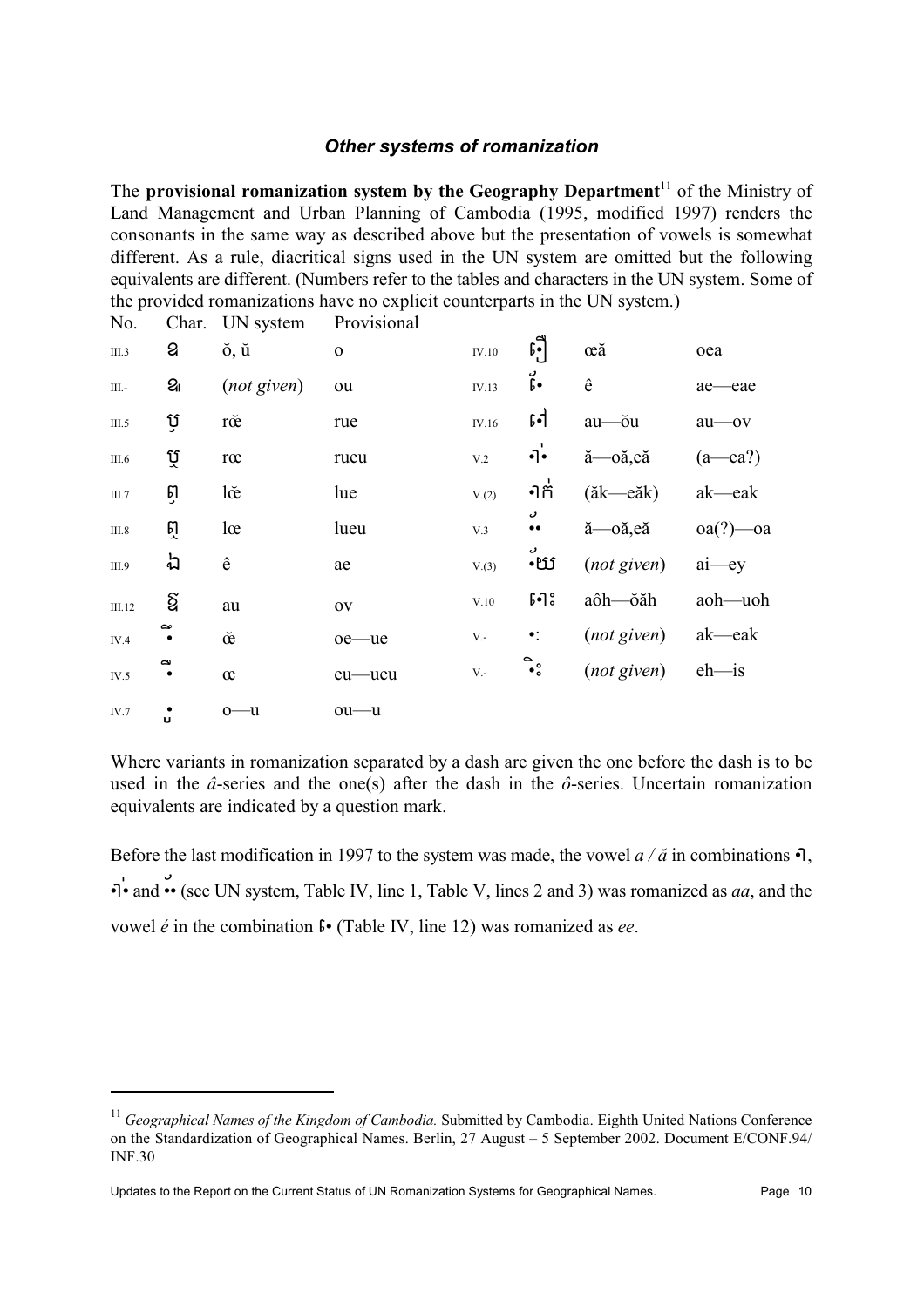### *Other systems of romanization*

The **provisional romanization system by the Geography Department**[11] of the Ministry of Land Management and Urban Planning of Cambodia (1995, modified 1997) renders the consonants in the same way as described above but the presentation of vowels is somewhat different. As a rule, diacritical signs used in the UN system are omitted but the following equivalents are different. (Numbers refer to the tables and characters in the UN system. Some of the provided romanizations have no explicit counterparts in the UN system.)

| No. | Char. | UN system | Provisional | No. | Char. | UN system | Provisional |
|---|---|---|---|---|---|---|---|
| III.3 | ឧ | ŏ, ŭ | o | IV.10 | ឿ | œă | oea |
| III.- | ឩ | (*not given*) | ou | IV.13 | ែ | ê | ae—eae |
| III.5 | ឫ | rŏe | rue | IV.16 | ៅ | au—ŏu | au—ov |
| III.6 | ឬ | rœ | rueu | V.2 | ាំ | ă—oă,eă | (a—ea?) |
| III.7 | ឭ | lŏe | lue | V.(2) | ាក់ | (ăk—eăk) | ak—eak |
| III.8 | ឮ | lœ | lueu | V.3 | ័ | ă—oă,eă | oa(?)—oa |
| III.9 | ឯ | ê | ae | V.(3) | ័យ | (*not given*) | ai—ey |
| III.12 | ឪ | au | ov | V.10 | ោះ | aôh—ŏăh | aoh—uoh |
| IV.4 | ឹ | ŏe | oe—ue | V.- | ៈ | (*not given*) | ak—eak |
| IV.5 | ឺ | œ | eu—ueu | V.- | ិះ | (*not given*) | eh—is |
| IV.7 | ុ | o—u | ou—u | | | | |

Where variants in romanization separated by a dash are given the one before the dash is to be used in the *â*-series and the one(s) after the dash in the *ô*-series. Uncertain romanization equivalents are indicated by a question mark.

Before the last modification in 1997 to the system was made, the vowel *a / ă* in combinations ា, ាំ and ័ (see UN system, Table IV, line 1, Table V, lines 2 and 3) was romanized as *aa*, and the vowel *é* in the combination េ (Table IV, line 12) was romanized as *ee*.

[11] *Geographical Names of the Kingdom of Cambodia.* Submitted by Cambodia. Eighth United Nations Conference on the Standardization of Geographical Names. Berlin, 27 August – 5 September 2002. Document E/CONF.94/INF.30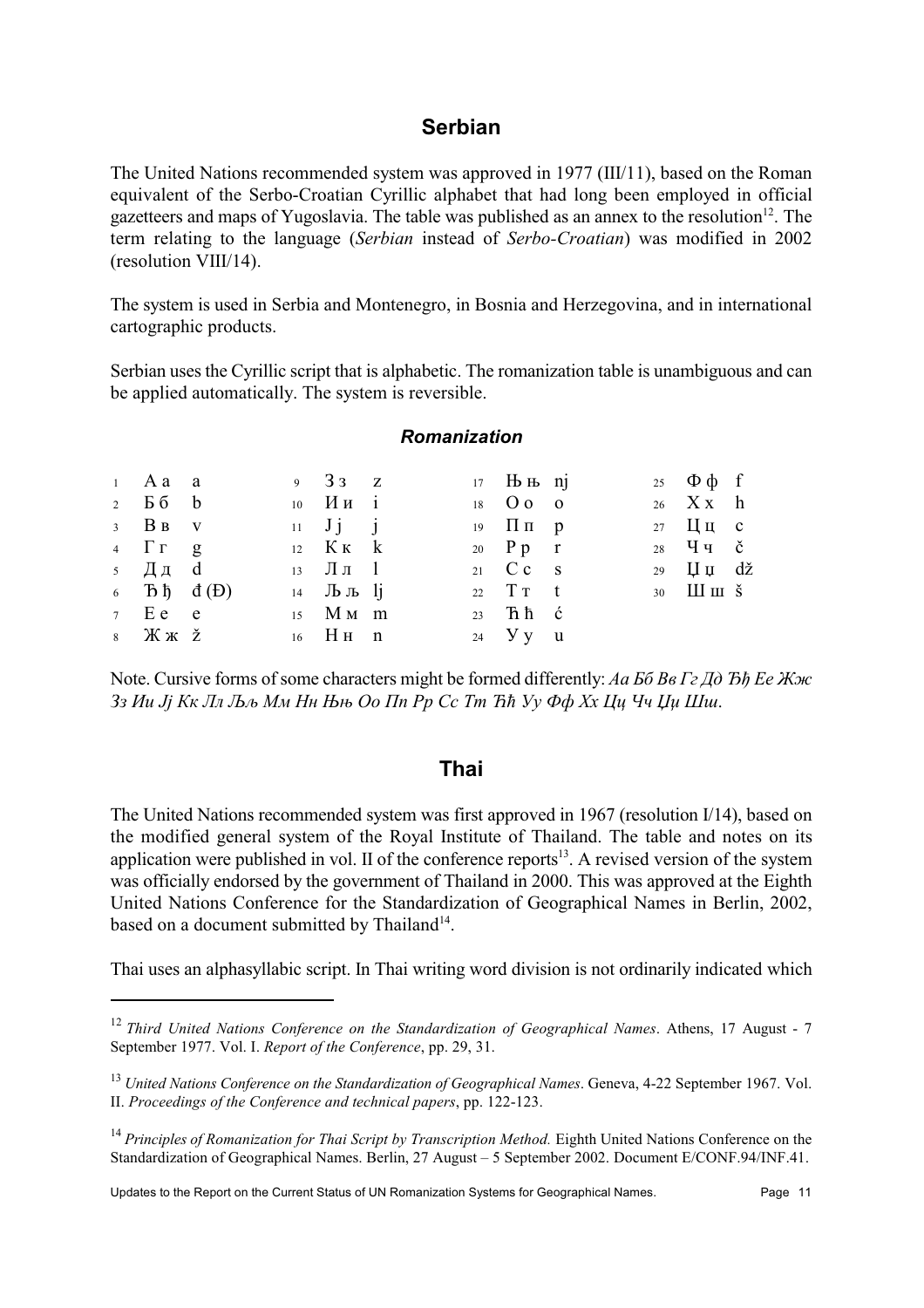## Serbian

The United Nations recommended system was approved in 1977 (III/11), based on the Roman equivalent of the Serbo-Croatian Cyrillic alphabet that had long been employed in official gazetteers and maps of Yugoslavia. The table was published as an annex to the resolution[12]. The term relating to the language (*Serbian* instead of *Serbo-Croatian*) was modified in 2002 (resolution VIII/14).

The system is used in Serbia and Montenegro, in Bosnia and Herzegovina, and in international cartographic products.

Serbian uses the Cyrillic script that is alphabetic. The romanization table is unambiguous and can be applied automatically. The system is reversible.

### *Romanization*

| | | | | | | | | | | | |
|---|---|---|---|---|---|---|---|---|---|---|---|
| 1 | А а | a | 9 | З з | z | 17 | Њ њ | nj | 25 | Ф ф | f |
| 2 | Б б | b | 10 | И и | i | 18 | О о | o | 26 | Х х | h |
| 3 | В в | v | 11 | Ј ј | j | 19 | П п | p | 27 | Ц ц | c |
| 4 | Г г | g | 12 | К к | k | 20 | Р р | r | 28 | Ч ч | č |
| 5 | Д д | d | 13 | Л л | l | 21 | С с | s | 29 | Џ џ | dž |
| 6 | Ђ ђ | đ (Đ) | 14 | Љ љ | lj | 22 | Т т | t | 30 | Ш ш | š |
| 7 | Е е | e | 15 | М м | m | 23 | Ћ ћ | ć | | | |
| 8 | Ж ж | ž | 16 | Н н | n | 24 | У у | u | | | |

Note. Cursive forms of some characters might be formed differently: *Аа Бб Вв Гг Дд Ђђ Ее Жж Зз Ии Јј Кк Лл Љљ Мм Нн Њњ Оо Пп Рр Сс Тт Ћћ Уу Фф Хх Цц Чч Џџ Шш*.

## Thai

The United Nations recommended system was first approved in 1967 (resolution I/14), based on the modified general system of the Royal Institute of Thailand. The table and notes on its application were published in vol. II of the conference reports[13]. A revised version of the system was officially endorsed by the government of Thailand in 2000. This was approved at the Eighth United Nations Conference for the Standardization of Geographical Names in Berlin, 2002, based on a document submitted by Thailand[14].

Thai uses an alphasyllabic script. In Thai writing word division is not ordinarily indicated which

---

[12] *Third United Nations Conference on the Standardization of Geographical Names*. Athens, 17 August - 7 September 1977. Vol. I. *Report of the Conference*, pp. 29, 31.

[13] *United Nations Conference on the Standardization of Geographical Names*. Geneva, 4-22 September 1967. Vol. II. *Proceedings of the Conference and technical papers*, pp. 122-123.

[14] *Principles of Romanization for Thai Script by Transcription Method.* Eighth United Nations Conference on the Standardization of Geographical Names. Berlin, 27 August – 5 September 2002. Document E/CONF.94/INF.41.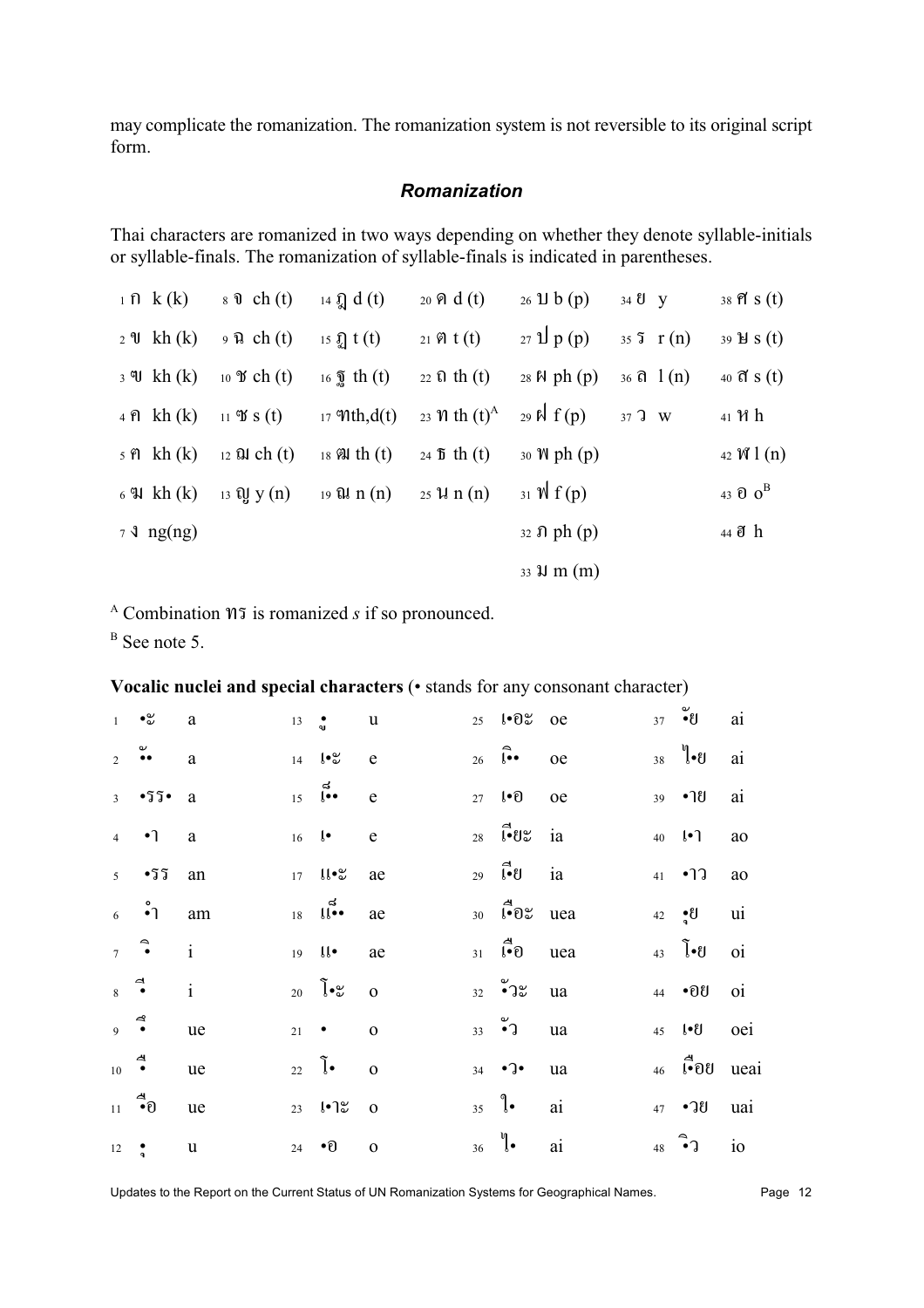may complicate the romanization. The romanization system is not reversible to its original script form.

### *Romanization*

Thai characters are romanized in two ways depending on whether they denote syllable-initials or syllable-finals. The romanization of syllable-finals is indicated in parentheses.

| | | | | | | |
|---|---|---|---|---|---|---|
| 1 ก k (k) | 8 จ ch (t) | 14 ฎ d (t) | 20 ด d (t) | 26 บ b (p) | 34 ย y | 38 ศ s (t) |
| 2 ข kh (k) | 9 ฉ ch (t) | 15 ฏ t (t) | 21 ต t (t) | 27 ป p (p) | 35 ร r (n) | 39 ษ s (t) |
| 3 ฃ kh (k) | 10 ช ch (t) | 16 ฐ th (t) | 22 ถ th (t) | 28 ผ ph (p) | 36 ล l (n) | 40 ส s (t) |
| 4 ค kh (k) | 11 ซ s (t) | 17 ฑth,d(t) | 23 ท th (t)[A] | 29 ฝ f (p) | 37 ว w | 41 ห h |
| 5 ฅ kh (k) | 12 ฌ ch (t) | 18 ฒ th (t) | 24 ธ th (t) | 30 พ ph (p) | | 42 ฬ l (n) |
| 6 ฆ kh (k) | 13 ญ y (n) | 19 ณ n (n) | 25 น n (n) | 31 ฟ f (p) | | 43 อ o[B] |
| 7 ง ng(ng) | | | | 32 ภ ph (p) | | 44 ฮ h |
| | | | | 33 ม m (m) | | |

[A] Combination ทร is romanized *s* if so pronounced.

[B] See note 5.

**Vocalic nuclei and special characters** (• stands for any consonant character)

| | | | | | | | | | | | |
|---|---|---|---|---|---|---|---|---|---|---|---|
| 1 | •ะ | a | 13 | •ู | u | 25 | เ•อะ | oe | 37 | •ัย | ai |
| 2 | •ั• | a | 14 | เ•ะ | e | 26 | เ•ิ• | oe | 38 | ไ•ย | ai |
| 3 | •รร• | a | 15 | เ•็• | e | 27 | เ•อ | oe | 39 | •าย | ai |
| 4 | •า | a | 16 | เ• | e | 28 | เ•ียะ | ia | 40 | เ•า | ao |
| 5 | •รร | an | 17 | แ•ะ | ae | 29 | เ•ีย | ia | 41 | •าว | ao |
| 6 | •ำ | am | 18 | แ•็• | ae | 30 | เ•ือะ | uea | 42 | •ุย | ui |
| 7 | •ิ | i | 19 | แ• | ae | 31 | เ•ือ | uea | 43 | โ•ย | oi |
| 8 | •ี | i | 20 | โ•ะ | o | 32 | •ัวะ | ua | 44 | •อย | oi |
| 9 | •ึ | ue | 21 | • | o | 33 | •ัว | ua | 45 | เ•ย | oei |
| 10 | •ื | ue | 22 | โ• | o | 34 | •ว• | ua | 46 | เ•ือย | ueai |
| 11 | •ือ | ue | 23 | เ•าะ | o | 35 | ใ• | ai | 47 | •วย | uai |
| 12 | •ุ | u | 24 | •อ | o | 36 | ไ• | ai | 48 | •ิว | io |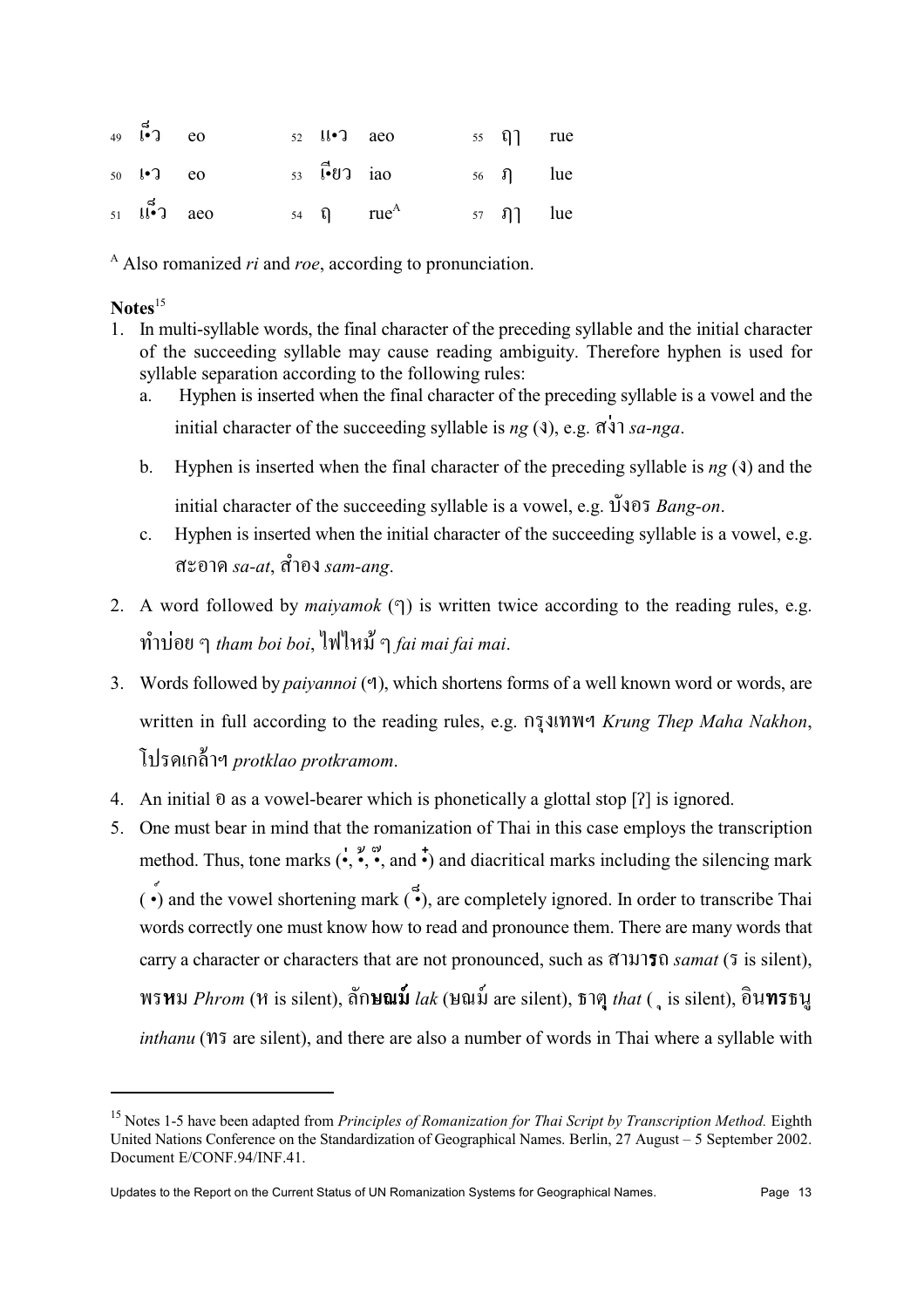| | | | | | | | |
|---|---|---|---|---|---|---|---|
| 49 | เ็ว | eo | 52 | แ•ว | aeo | 55 | ฤๅ | rue |
| 50 | เ•ว | eo | 53 | เ็ยว | iao | 56 | ฦ | lue |
| 51 | แ็ว | aeo | 54 | ฤ | rue[A] | 57 | ฦๅ | lue |

[A] Also romanized *ri* and *roe*, according to pronunciation.

**Notes**[15]

1. In multi-syllable words, the final character of the preceding syllable and the initial character of the succeeding syllable may cause reading ambiguity. Therefore hyphen is used for syllable separation according to the following rules:
   a. Hyphen is inserted when the final character of the preceding syllable is a vowel and the initial character of the succeeding syllable is *ng* (ง), e.g. สง่า *sa-nga*.
   b. Hyphen is inserted when the final character of the preceding syllable is *ng* (ง) and the initial character of the succeeding syllable is a vowel, e.g. บังอร *Bang-on*.
   c. Hyphen is inserted when the initial character of the succeeding syllable is a vowel, e.g. สะอาด *sa-at*, สำอง *sam-ang*.
2. A word followed by *maiyamok* (ๆ) is written twice according to the reading rules, e.g. ทำบ่อย ๆ *tham boi boi*, ไฟไหม้ ๆ *fai mai fai mai*.
3. Words followed by *paiyannoi* (ฯ), which shortens forms of a well known word or words, are written in full according to the reading rules, e.g. กรุงเทพฯ *Krung Thep Maha Nakhon*, โปรดเกล้าฯ *protklao protkramom*.
4. An initial อ as a vowel-bearer which is phonetically a glottal stop [ʔ] is ignored.
5. One must bear in mind that the romanization of Thai in this case employs the transcription method. Thus, tone marks (่, ้, ๊, and ๋) and diacritical marks including the silencing mark (์) and the vowel shortening mark (็), are completely ignored. In order to transcribe Thai words correctly one must know how to read and pronounce them. There are many words that carry a character or characters that are not pronounced, such as สามา**ร**ถ *samat* (ร is silent), พร**ห**ม *Phrom* (ห is silent), ลัก**ษณ์** *lak* (ษณ์ are silent), ธาตุ *that* ( ุ is silent), อิน**ทร**ธนู *inthanu* (ทร are silent), and there are also a number of words in Thai where a syllable with

[15] Notes 1-5 have been adapted from *Principles of Romanization for Thai Script by Transcription Method.* Eighth United Nations Conference on the Standardization of Geographical Names. Berlin, 27 August – 5 September 2002. Document E/CONF.94/INF.41.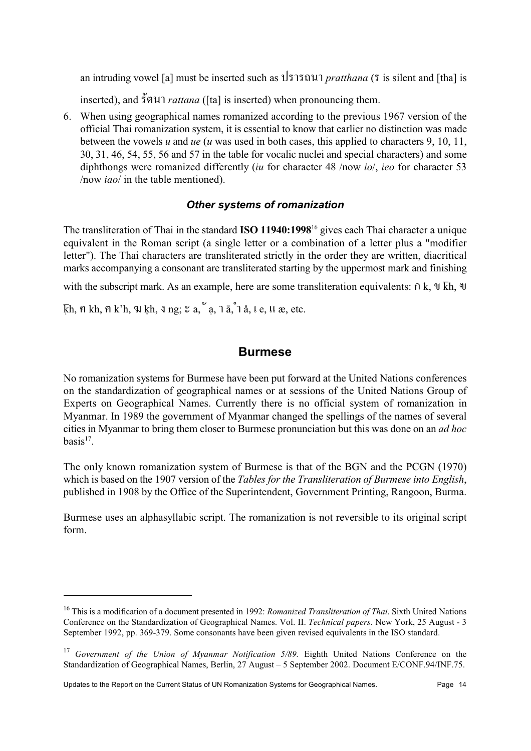an intruding vowel [a] must be inserted such as ปรารถนา *pratthana* (ร is silent and [tha] is inserted), and รัตนา *rattana* ([ta] is inserted) when pronouncing them.

6. When using geographical names romanized according to the previous 1967 version of the official Thai romanization system, it is essential to know that earlier no distinction was made between the vowels *u* and *ue* (*u* was used in both cases, this applied to characters 9, 10, 11, 30, 31, 46, 54, 55, 56 and 57 in the table for vocalic nuclei and special characters) and some diphthongs were romanized differently (*iu* for character 48 /now *io*/, *ieo* for character 53 /now *iao*/ in the table mentioned).

### *Other systems of romanization*

The transliteration of Thai in the standard **ISO 11940:1998**[16] gives each Thai character a unique equivalent in the Roman script (a single letter or a combination of a letter plus a "modifier letter"). The Thai characters are transliterated strictly in the order they are written, diacritical marks accompanying a consonant are transliterated starting by the uppermost mark and finishing with the subscript mark. As an example, here are some transliteration equivalents: ก k, ข k̄h, ฃ k̄h, ค kh, ฅ k'h, ฆ ḳh, ง ng; ะ a, ั ạ, า ā, ำ å, เ e, แ æ, etc.

## Burmese

No romanization systems for Burmese have been put forward at the United Nations conferences on the standardization of geographical names or at sessions of the United Nations Group of Experts on Geographical Names. Currently there is no official system of romanization in Myanmar. In 1989 the government of Myanmar changed the spellings of the names of several cities in Myanmar to bring them closer to Burmese pronunciation but this was done on an *ad hoc* basis[17].

The only known romanization system of Burmese is that of the BGN and the PCGN (1970) which is based on the 1907 version of the *Tables for the Transliteration of Burmese into English*, published in 1908 by the Office of the Superintendent, Government Printing, Rangoon, Burma.

Burmese uses an alphasyllabic script. The romanization is not reversible to its original script form.

---

[16] This is a modification of a document presented in 1992: *Romanized Transliteration of Thai*. Sixth United Nations Conference on the Standardization of Geographical Names. Vol. II. *Technical papers*. New York, 25 August - 3 September 1992, pp. 369-379. Some consonants have been given revised equivalents in the ISO standard.

[17] *Government of the Union of Myanmar Notification 5/89.* Eighth United Nations Conference on the Standardization of Geographical Names, Berlin, 27 August – 5 September 2002. Document E/CONF.94/INF.75.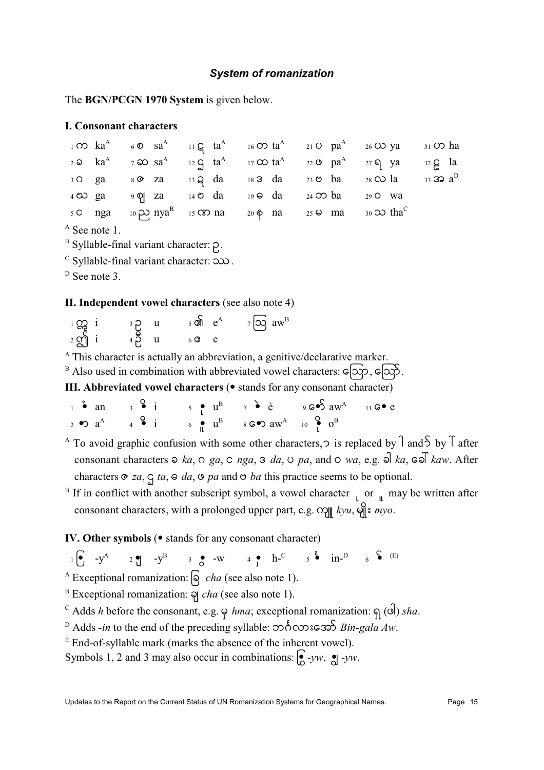## *System of romanization*

The **BGN/PCGN 1970 System** is given below.

### I. Consonant characters

| | | | | | | |
|---|---|---|---|---|---|---|
| 1 က ka[A] | 6 စ sa[A] | 11 ဋ ta[A] | 16 တ ta[A] | 21 ပ pa[A] | 26 ယ ya | 31 ဟ ha |
| 2 ခ ka[A] | 7 ဆ sa[A] | 12 ဌ ta[A] | 17 ထ ta[A] | 22 ဖ pa[A] | 27 ရ ya | 32 ဠ la |
| 3 ဂ ga | 8 ဇ za | 13 ဍ da | 18 ဒ da | 23 ဗ ba | 28 လ la | 33 အ a[D] |
| 4 ဃ ga | 9 ဈ za | 14 ဎ da | 19 ဓ da | 24 ဘ ba | 29 ဝ wa | |
| 5 င nga | 10 ည nya[B] | 15 ဏ na | 20 န na | 25 မ ma | 30 သ tha[C] | |

[A] See note 1.

[B] Syllable-final variant character: ဉ.

[C] Syllable-final variant character: ဿ.

[D] See note 3.

### II. Independent vowel characters (see also note 4)

| | | | |
|---|---|---|---|
| 1 ဣ i | 3 ဥ u | 5 ၏ e[A] | 7 ဩ aw[B] |
| 2 ဤ i | 4 ဦ u | 6 ဧ e | |

[A] This character is actually an abbreviation, a genitive/declarative marker.

[B] Also used in combination with abbreviated vowel characters: ဩော, ဪ.

### III. Abbreviated vowel characters (• stands for any consonant character)

| | | | | | |
|---|---|---|---|---|---|
| 1 •ံ an | 3 •ိ i | 5 •ု u[B] | 7 •ဲ è | 9 ေ•ာ် aw[A] | 11 ေ• e |
| 2 •ာ a[A] | 4 •ီ i | 6 •ူ u[B] | 8 ေ•ာ aw[A] | 10 •ို o[B] | |

[A] To avoid graphic confusion with some other characters, ာ is replaced by ါ and ် by ် after consonant characters ခ *ka*, ဂ *ga*, င *nga*, ဒ *da*, ပ *pa*, and ဝ *wa*, e.g. ခါ *ka*, ခေါ် *kaw*. After characters ဇ *za*, ဌ *ta*, ဓ *da*, ဖ *pa* and ဗ *ba* this practice seems to be optional.

[B] If in conflict with another subscript symbol, a vowel character ု or ူ may be written after consonant characters, with a prolonged upper part, e.g. ကျူ *kyu*, မျိုး *myo*.

### IV. Other symbols (• stands for any consonant character)

| | | | | | |
|---|---|---|---|---|---|
| 1 ြ• -y[A] | 2 •ျ -y[B] | 3 •ွ -w | 4 •ှ h-[C] | 5 •င်္ in-[D] | 6 •် (E) |

[A] Exceptional romanization: ခြ *cha* (see also note 1).

[B] Exceptional romanization: ချ *cha* (see also note 1).

[C] Adds *h* before the consonant, e.g. မှ *hma*; exceptional romanization: ရှ (ဖျ) *sha*.

[D] Adds *-in* to the end of the preceding syllable: ဘင်္ဂလားအော် *Bin-gala Aw*.

[E] End-of-syllable mark (marks the absence of the inherent vowel).

Symbols 1, 2 and 3 may also occur in combinations: ြ•ွ *-yw*, •ျွ *-yw*.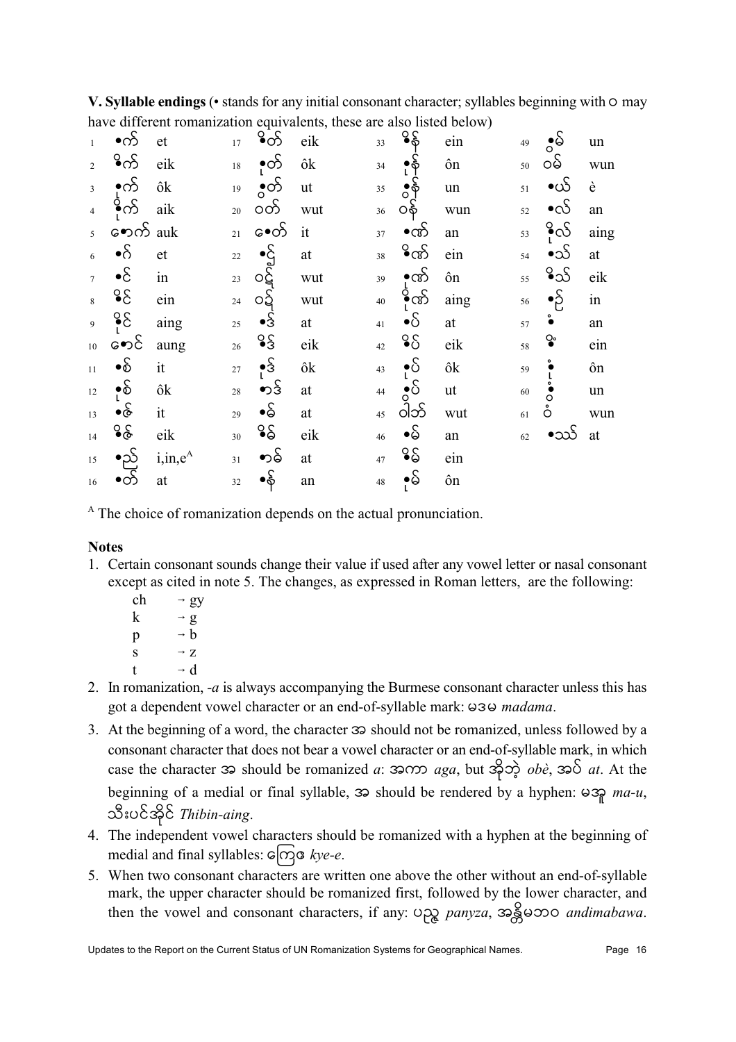**V. Syllable endings** (• stands for any initial consonant character; syllables beginning with ဝ may have different romanization equivalents, these are also listed below)

| | | | | | | | | | | | | | | | |
|---|---|---|---|---|---|---|---|---|---|---|---|---|---|---|---|
| 1 | •က် | et | 17 | •ိတ် | eik | 33 | •ိန် | ein | 49 | •ွမ် | un |
| 2 | •ိက် | eik | 18 | •ုတ် | ôk | 34 | •ုန် | ôn | 50 | ဝမ် | wun |
| 3 | •ုက် | ôk | 19 | •ွတ် | ut | 35 | •ွန် | un | 51 | •ယ် | è |
| 4 | •ိုက် | aik | 20 | ဝတ် | wut | 36 | ဝန် | wun | 52 | •လ် | an |
| 5 | •ောက် | auk | 21 | •ေတ် | it | 37 | •ဏ် | an | 53 | •ိုလ် | aing |
| 6 | •ဂ် | et | 22 | •ဋ် | at | 38 | •ိဏ် | ein | 54 | •သ် | at |
| 7 | •င် | in | 23 | ဝဋ် | wut | 39 | •ုဏ် | ôn | 55 | •ိသ် | eik |
| 8 | •ိင် | ein | 24 | ဝဌ် | wut | 40 | •ိုဏ် | aing | 56 | •ဉ် | in |
| 9 | •ိုင် | aing | 25 | •ဒ် | at | 41 | •ပ် | at | 57 | •ံ | an |
| 10 | •ောင် | aung | 26 | •ိဒ် | eik | 42 | •ိပ် | eik | 58 | •ိံ | ein |
| 11 | •စ် | it | 27 | •ုဒ် | ôk | 43 | •ုပ် | ôk | 59 | •ုံ | ôn |
| 12 | •ုစ် | ôk | 28 | •ာဒ် | at | 44 | •ွပ် | ut | 60 | •ွံ | un |
| 13 | •ဇ် | it | 29 | •ဓ် | at | 45 | ဝါဘ် | wut | 61 | ဝံ | wun |
| 14 | •ိဇ် | eik | 30 | •ိဓ် | eik | 46 | •မ် | an | 62 | •ဿ် | at |
| 15 | •ည် | i,in,e[A] | 31 | •ာဓ် | at | 47 | •ိမ် | ein | | | |
| 16 | •တ် | at | 32 | •န် | an | 48 | •ုမ် | ôn | | | |

[A] The choice of romanization depends on the actual pronunciation.

**Notes**

1. Certain consonant sounds change their value if used after any vowel letter or nasal consonant except as cited in note 5. The changes, as expressed in Roman letters, are the following:
   - ch → gy
   - k → g
   - p → b
   - s → z
   - t → d
2. In romanization, *-a* is always accompanying the Burmese consonant character unless this has got a dependent vowel character or an end-of-syllable mark: မဒမ *madama*.
3. At the beginning of a word, the character အ should not be romanized, unless followed by a consonant character that does not bear a vowel character or an end-of-syllable mark, in which case the character အ should be romanized *a*: အကာ *aga*, but အိုဘဲ့ *obè*, အပ် *at*. At the beginning of a medial or final syllable, အ should be rendered by a hyphen: မအူ *ma-u*, သီးပင်အိုင် *Thibin-aing*.
4. The independent vowel characters should be romanized with a hyphen at the beginning of medial and final syllables: ကြေဧ *kye-e*.
5. When two consonant characters are written one above the other without an end-of-syllable mark, the upper character should be romanized first, followed by the lower character, and then the vowel and consonant characters, if any: ပဉ္စ *panyza*, အန္တိမဘဝ *andimabawa*.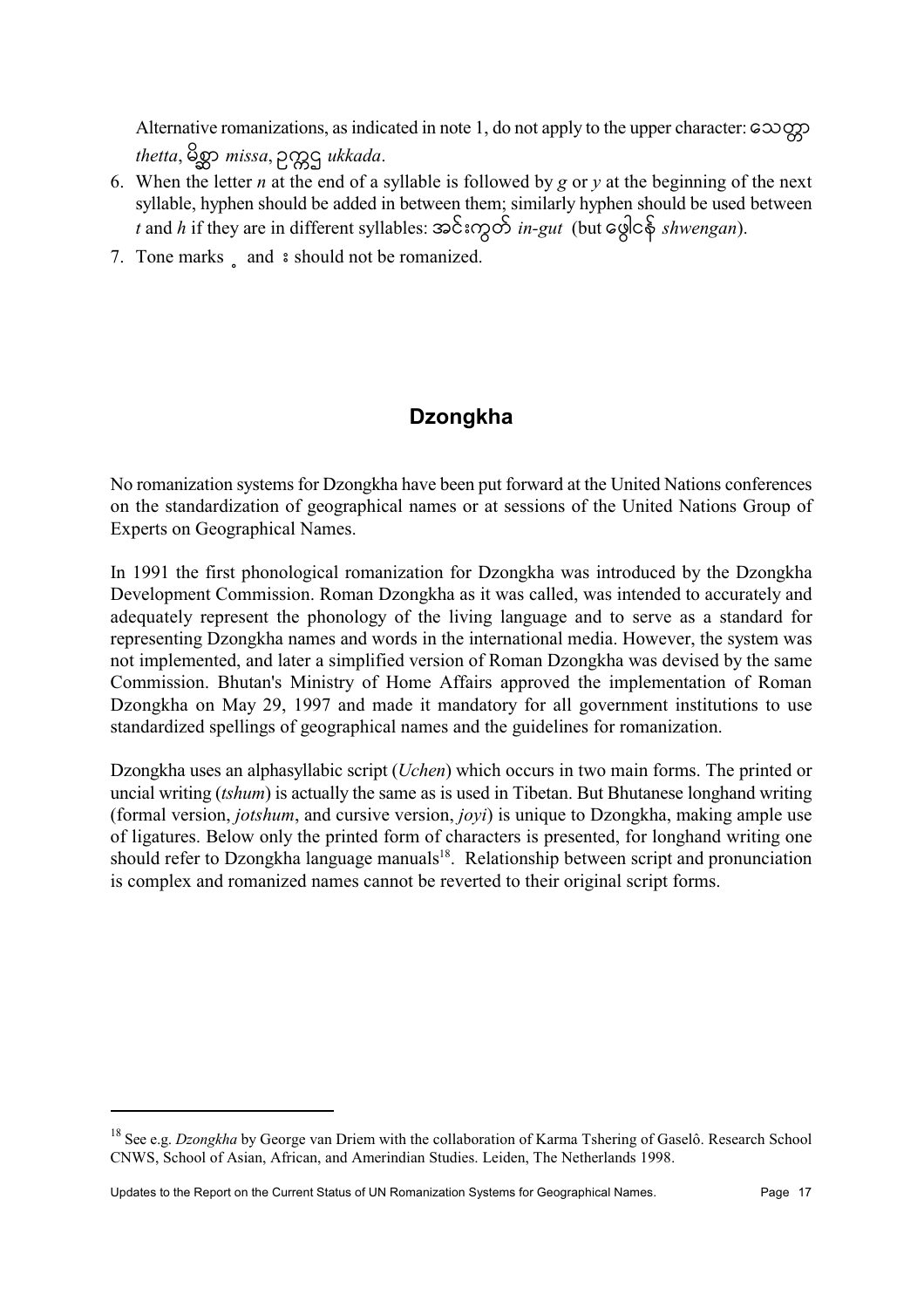Alternative romanizations, as indicated in note 1, do not apply to the upper character: သေတ္တာ *thetta*, မိဿာ *missa*, ဥက္ကဋ္ဌ *ukkada*.

6. When the letter *n* at the end of a syllable is followed by *g* or *y* at the beginning of the next syllable, hyphen should be added in between them; similarly hyphen should be used between *t* and *h* if they are in different syllables: အင်းကွတ် *in-gut* (but ရွှေဂင်န် *shwengan*).
7. Tone marks ့ and း should not be romanized.

## Dzongkha

No romanization systems for Dzongkha have been put forward at the United Nations conferences on the standardization of geographical names or at sessions of the United Nations Group of Experts on Geographical Names.

In 1991 the first phonological romanization for Dzongkha was introduced by the Dzongkha Development Commission. Roman Dzongkha as it was called, was intended to accurately and adequately represent the phonology of the living language and to serve as a standard for representing Dzongkha names and words in the international media. However, the system was not implemented, and later a simplified version of Roman Dzongkha was devised by the same Commission. Bhutan's Ministry of Home Affairs approved the implementation of Roman Dzongkha on May 29, 1997 and made it mandatory for all government institutions to use standardized spellings of geographical names and the guidelines for romanization.

Dzongkha uses an alphasyllabic script (*Uchen*) which occurs in two main forms. The printed or uncial writing (*tshum*) is actually the same as is used in Tibetan. But Bhutanese longhand writing (formal version, *jotshum*, and cursive version, *joyi*) is unique to Dzongkha, making ample use of ligatures. Below only the printed form of characters is presented, for longhand writing one should refer to Dzongkha language manuals[18]. Relationship between script and pronunciation is complex and romanized names cannot be reverted to their original script forms.

---

[18] See e.g. *Dzongkha* by George van Driem with the collaboration of Karma Tshering of Gaselô. Research School CNWS, School of Asian, African, and Amerindian Studies. Leiden, The Netherlands 1998.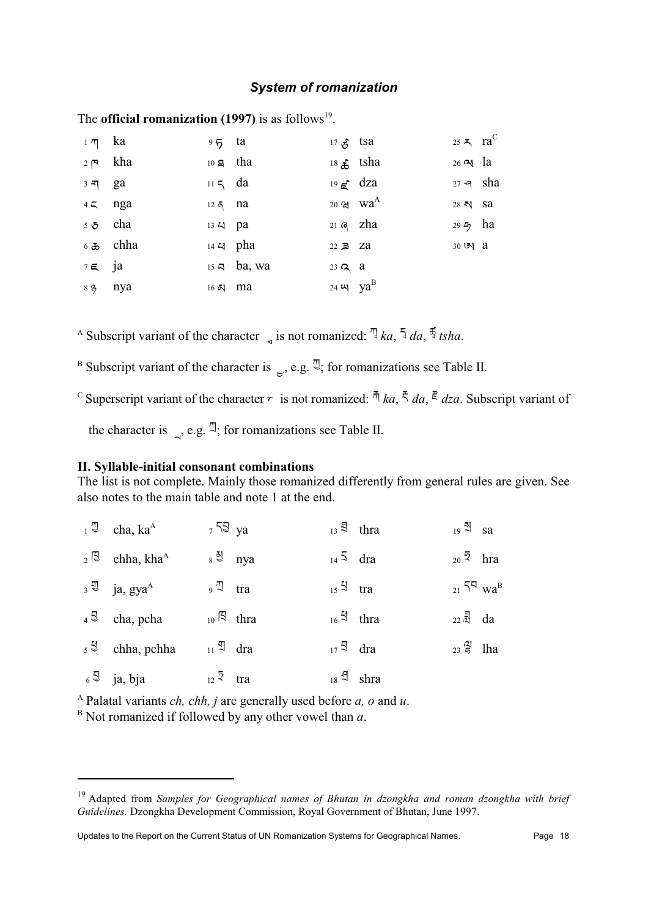### *System of romanization*

The **official romanization (1997)** is as follows[19].

| | | | | | | | | | | |
|---|---|---|---|---|---|---|---|---|---|---|
| 1 ཀ | ka | | 9 ཏ | ta | | 17 ཙ | tsa | | 25 ར | ra[C] |
| 2 ཁ | kha | | 10 ཐ | tha | | 18 ཚ | tsha | | 26 ལ | la |
| 3 ག | ga | | 11 ད | da | | 19 ཛ | dza | | 27 ཤ | sha |
| 4 ང | nga | | 12 ན | na | | 20 ཝ | wa[A] | | 28 ས | sa |
| 5 ཅ | cha | | 13 པ | pa | | 21 ཞ | zha | | 29 ཧ | ha |
| 6 ཆ | chha | | 14 ཕ | pha | | 22 ཟ | za | | 30 ཨ | a |
| 7 ཇ | ja | | 15 བ | ba, wa | | 23 འ | a | | | |
| 8 ཉ | nya | | 16 མ | ma | | 24 ཡ | ya[B] | | | |

[A] Subscript variant of the character ྭ is not romanized: ཀྭ *ka*, དྭ *da*, ཚྭ *tsha*.

[B] Subscript variant of the character is ྱ, e.g. ཀྱ; for romanizations see Table II.

[C] Superscript variant of the character ར is not romanized: རྐ *ka*, རྡ *da*, རྫ *dza*. Subscript variant of the character is ྲ, e.g. ཀྲ; for romanizations see Table II.

**II. Syllable-initial consonant combinations**

The list is not complete. Mainly those romanized differently from general rules are given. See also notes to the main table and note 1 at the end.

| | | | | | | | | | | |
|---|---|---|---|---|---|---|---|---|---|---|
| 1 ཀྱ | cha, ka[A] | | 7 དབྱ | ya | | 13 ཐྲ | thra | | 19 སྲ | sa |
| 2 ཁྱ | chha, kha[A] | | 8 མྱ | nya | | 14 དྲ | dra | | 20 ཧྲ | hra |
| 3 གྱ | ja, gya[A] | | 9 ཀྲ | tra | | 15 པྲ | tra | | 21 དབ | wa[B] |
| 4 པྱ | cha, pcha | | 10 ཁྲ | thra | | 16 ཕྲ | thra | | 22 ཟླ | da |
| 5 ཕྱ | chha, pchha | | 11 གྲ | dra | | 17 བྲ | dra | | 23 ལྷ | lha |
| 6 བྱ | ja, bja | | 12 ཏྲ | tra | | 18 ཤྲ | shra | | | |

[A] Palatal variants *ch, chh, j* are generally used before *a, o* and *u*.

[B] Not romanized if followed by any other vowel than *a*.

---

[19] Adapted from *Samples for Geographical names of Bhutan in dzongkha and roman dzongkha with brief Guidelines.* Dzongkha Development Commission, Royal Government of Bhutan, June 1997.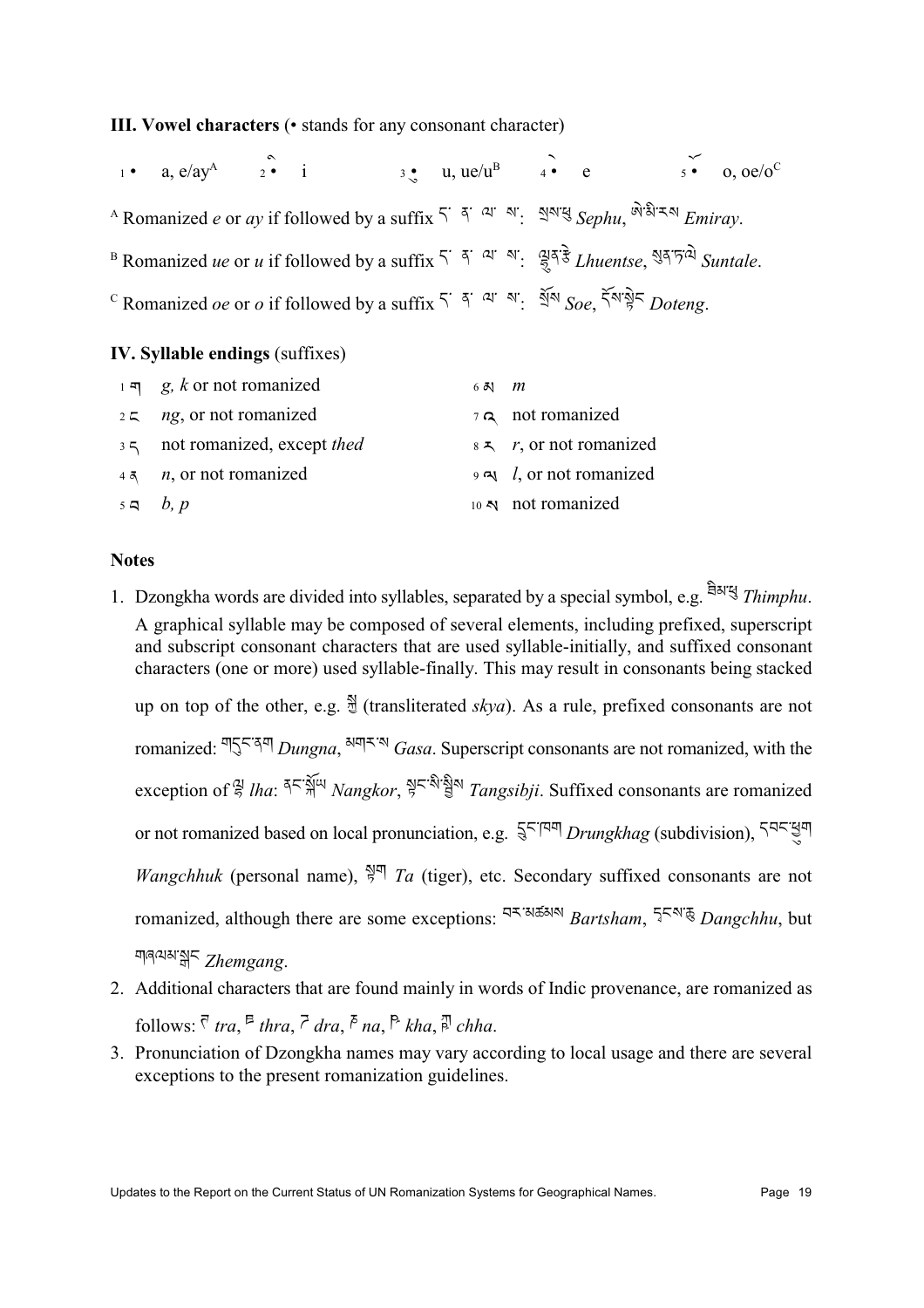**III. Vowel characters** (• stands for any consonant character)

| | | | | | | | | | |
|---|---|---|---|---|---|---|---|---|---|
| 1 • | a, e/ay[A] | 2 •ི | i | 3 •ུ | u, ue/u[B] | 4 •ེ | e | 5 •ོ | o, oe/o[C] |

[A] Romanized *e* or *ay* if followed by a suffix ད་ ན་ ལ་ ས་: སྲས་ཕུ *Sephu*, ཨེ་མི་རས *Emiray*.

[B] Romanized *ue* or *u* if followed by a suffix ད་ ན་ ལ་ ས་: ལྷུན་རྩེ *Lhuentse*, སུན་ཏ་ལེ *Suntale*.

[C] Romanized *oe* or *o* if followed by a suffix ད་ ན་ ལ་ ས་: སྲོས *Soe*, དོས་སྟེང *Doteng*.

**IV. Syllable endings** (suffixes)

| | | | |
|---|---|---|---|
| 1 ག | *g, k* or not romanized | 6 མ | *m* |
| 2 ང | *ng*, or not romanized | 7 འ | not romanized |
| 3 ད | not romanized, except *thed* | 8 ར | *r*, or not romanized |
| 4 ན | *n*, or not romanized | 9 ལ | *l*, or not romanized |
| 5 བ | *b, p* | 10 ས | not romanized |

**Notes**

1. Dzongkha words are divided into syllables, separated by a special symbol, e.g. ཐིམ་ཕུ *Thimphu*. A graphical syllable may be composed of several elements, including prefixed, superscript and subscript consonant characters that are used syllable-initially, and suffixed consonant characters (one or more) used syllable-finally. This may result in consonants being stacked up on top of the other, e.g. སྐྱ (transliterated *skya*). As a rule, prefixed consonants are not romanized: གདུང་ནག *Dungna*, མགར་ས *Gasa*. Superscript consonants are not romanized, with the exception of ལྷ *lha*: ནང་སྐོར *Nangkor*, སྟང་སི་སྦྱིས *Tangsibji*. Suffixed consonants are romanized or not romanized based on local pronunciation, e.g. དྲུང་ཁག *Drungkhag* (subdivision), དབང་ཕྱུག *Wangchhuk* (personal name), སྟག *Ta* (tiger), etc. Secondary suffixed consonants are not romanized, although there are some exceptions: བར་མཚམས *Bartsham*, དྭངས་ཆུ *Dangchhu*, but གཞལམ་སྒང *Zhemgang*.
2. Additional characters that are found mainly in words of Indic provenance, are romanized as follows: ཊ *tra*, ཋ *thra*, ཌ *dra*, ཎ *na*, ཥ *kha*, ཀྵ *chha*.
3. Pronunciation of Dzongkha names may vary according to local usage and there are several exceptions to the present romanization guidelines.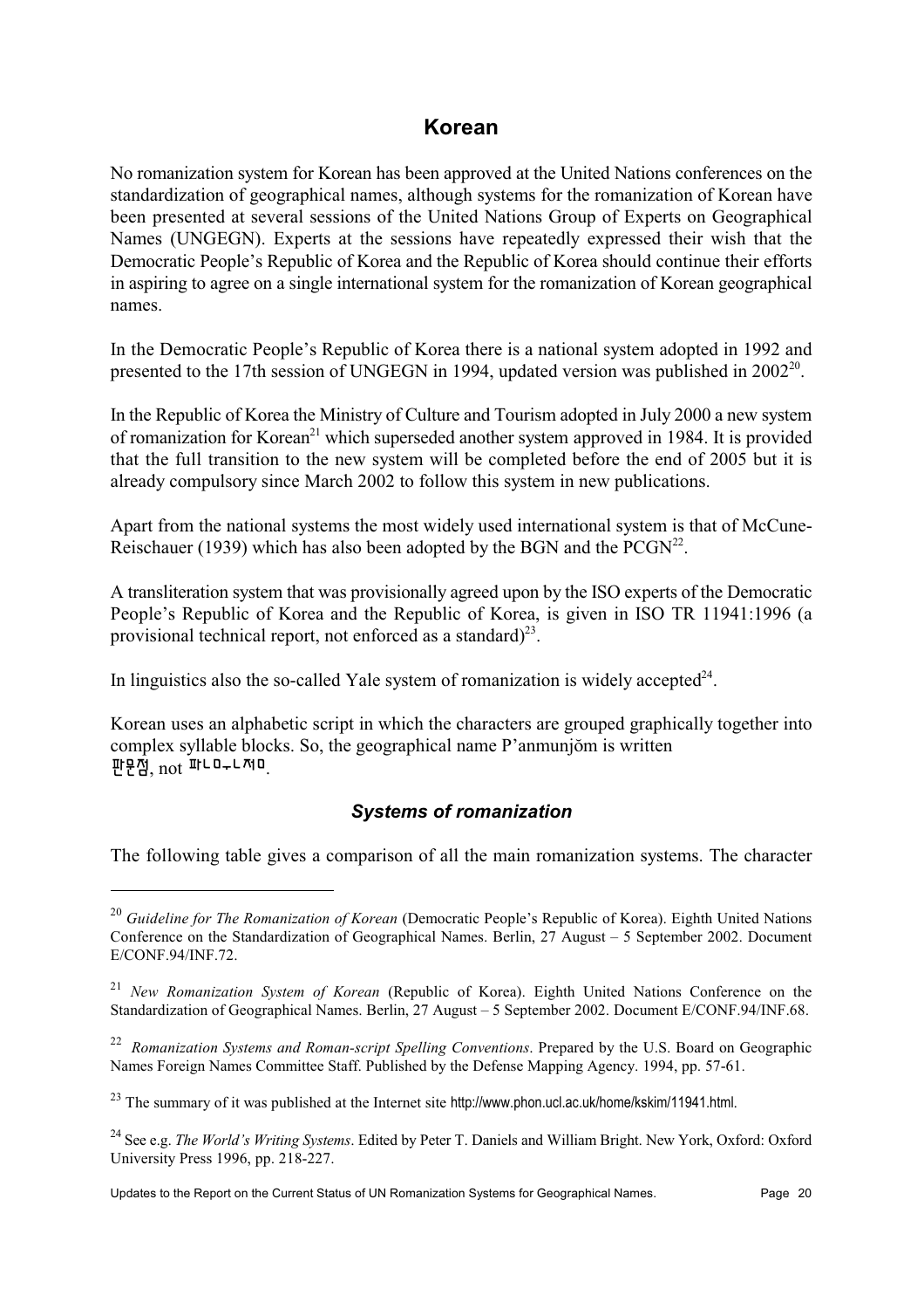## Korean

No romanization system for Korean has been approved at the United Nations conferences on the standardization of geographical names, although systems for the romanization of Korean have been presented at several sessions of the United Nations Group of Experts on Geographical Names (UNGEGN). Experts at the sessions have repeatedly expressed their wish that the Democratic People's Republic of Korea and the Republic of Korea should continue their efforts in aspiring to agree on a single international system for the romanization of Korean geographical names.

In the Democratic People's Republic of Korea there is a national system adopted in 1992 and presented to the 17th session of UNGEGN in 1994, updated version was published in 2002[20].

In the Republic of Korea the Ministry of Culture and Tourism adopted in July 2000 a new system of romanization for Korean[21] which superseded another system approved in 1984. It is provided that the full transition to the new system will be completed before the end of 2005 but it is already compulsory since March 2002 to follow this system in new publications.

Apart from the national systems the most widely used international system is that of McCune-Reischauer (1939) which has also been adopted by the BGN and the PCGN[22].

A transliteration system that was provisionally agreed upon by the ISO experts of the Democratic People's Republic of Korea and the Republic of Korea, is given in ISO TR 11941:1996 (a provisional technical report, not enforced as a standard)[23].

In linguistics also the so-called Yale system of romanization is widely accepted[24].

Korean uses an alphabetic script in which the characters are grouped graphically together into complex syllable blocks. So, the geographical name P'anmunjŏm is written 판문점, not ㅍㅏㄴㅁㅜㄴㅈㅓㅁ.

### *Systems of romanization*

The following table gives a comparison of all the main romanization systems. The character

---

[20] *Guideline for The Romanization of Korean* (Democratic People's Republic of Korea). Eighth United Nations Conference on the Standardization of Geographical Names. Berlin, 27 August – 5 September 2002. Document E/CONF.94/INF.72.

[21] *New Romanization System of Korean* (Republic of Korea). Eighth United Nations Conference on the Standardization of Geographical Names. Berlin, 27 August – 5 September 2002. Document E/CONF.94/INF.68.

[22] *Romanization Systems and Roman-script Spelling Conventions*. Prepared by the U.S. Board on Geographic Names Foreign Names Committee Staff. Published by the Defense Mapping Agency. 1994, pp. 57-61.

[23] The summary of it was published at the Internet site http://www.phon.ucl.ac.uk/home/kskim/11941.html.

[24] See e.g. *The World's Writing Systems*. Edited by Peter T. Daniels and William Bright. New York, Oxford: Oxford University Press 1996, pp. 218-227.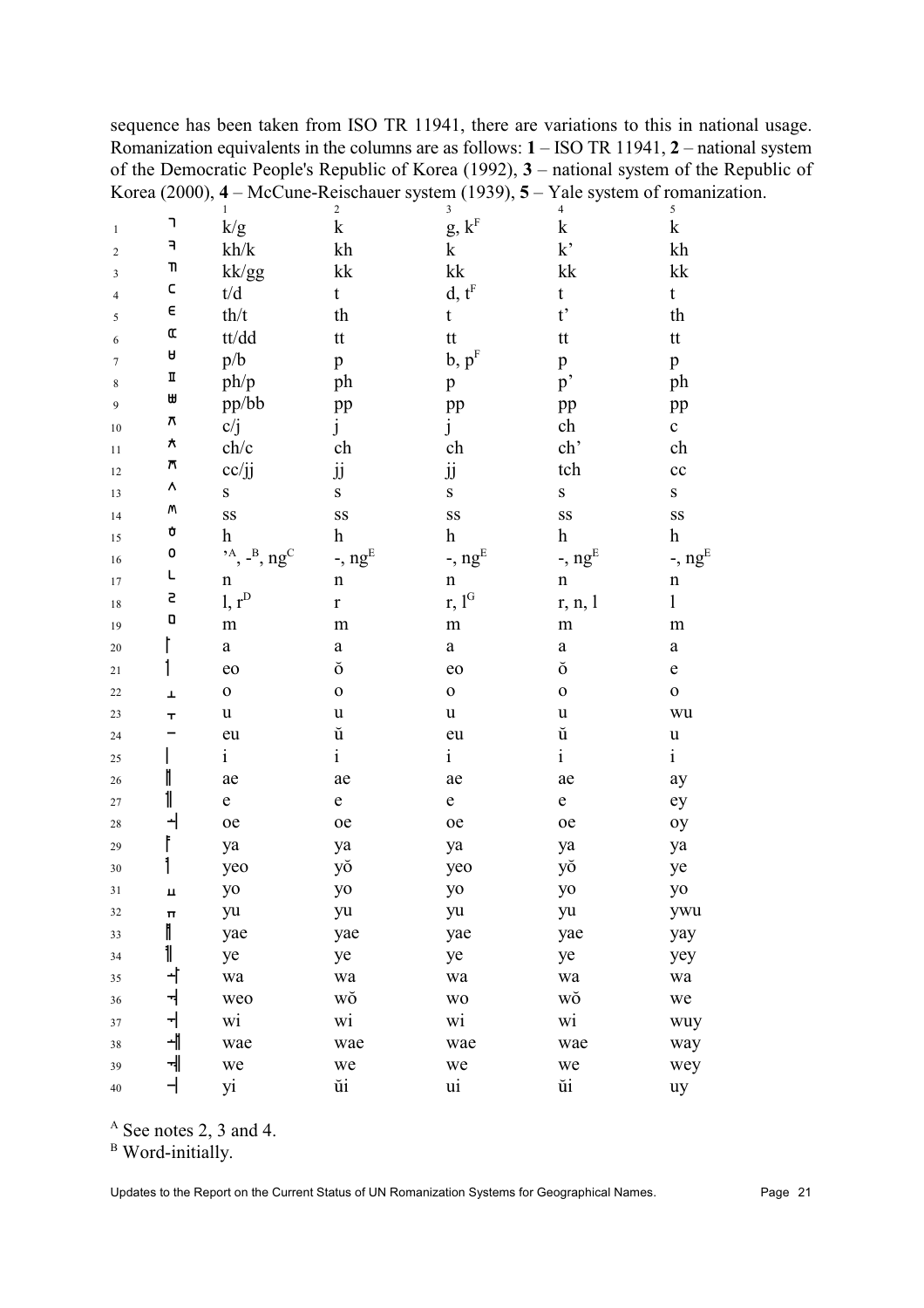sequence has been taken from ISO TR 11941, there are variations to this in national usage. Romanization equivalents in the columns are as follows: **1** – ISO TR 11941, **2** – national system of the Democratic People's Republic of Korea (1992), **3** – national system of the Republic of Korea (2000), **4** – McCune-Reischauer system (1939), **5** – Yale system of romanization.

| | | 1 | 2 | 3 | 4 | 5 |
|---|---|---|---|---|---|---|
| 1 | ㄱ | k/g | k | g, k[F] | k | k |
| 2 | ㅋ | kh/k | kh | k | k' | kh |
| 3 | ㄲ | kk/gg | kk | kk | kk | kk |
| 4 | ㄷ | t/d | t | d, t[F] | t | t |
| 5 | ㅌ | th/t | th | t | t' | th |
| 6 | ㄸ | tt/dd | tt | tt | tt | tt |
| 7 | ㅂ | p/b | p | b, p[F] | p | p |
| 8 | ㅍ | ph/p | ph | p | p' | ph |
| 9 | ㅃ | pp/bb | pp | pp | pp | pp |
| 10 | ㅈ | c/j | j | j | ch | c |
| 11 | ㅊ | ch/c | ch | ch | ch' | ch |
| 12 | ㅉ | cc/jj | jj | jj | tch | cc |
| 13 | ㅅ | s | s | s | s | s |
| 14 | ㅆ | ss | ss | ss | ss | ss |
| 15 | ㅎ | h | h | h | h | h |
| 16 | ㅇ | '[A], -[B], ng[C] | -, ng[E] | -, ng[E] | -, ng[E] | -, ng[E] |
| 17 | ㄴ | n | n | n | n | n |
| 18 | ㄹ | l, r[D] | r | r, l[G] | r, n, l | l |
| 19 | ㅁ | m | m | m | m | m |
| 20 | ㅏ | a | a | a | a | a |
| 21 | ㅓ | eo | ŏ | eo | ŏ | e |
| 22 | ㅗ | o | o | o | o | o |
| 23 | ㅜ | u | u | u | u | wu |
| 24 | ㅡ | eu | ŭ | eu | ŭ | u |
| 25 | ㅣ | i | i | i | i | i |
| 26 | ㅐ | ae | ae | ae | ae | ay |
| 27 | ㅔ | e | e | e | e | ey |
| 28 | ㅚ | oe | oe | oe | oe | oy |
| 29 | ㅑ | ya | ya | ya | ya | ya |
| 30 | ㅕ | yeo | yŏ | yeo | yŏ | ye |
| 31 | ㅛ | yo | yo | yo | yo | yo |
| 32 | ㅠ | yu | yu | yu | yu | ywu |
| 33 | ㅒ | yae | yae | yae | yae | yay |
| 34 | ㅖ | ye | ye | ye | ye | yey |
| 35 | ㅘ | wa | wa | wa | wa | wa |
| 36 | ㅝ | weo | wŏ | wo | wŏ | we |
| 37 | ㅟ | wi | wi | wi | wi | wuy |
| 38 | ㅙ | wae | wae | wae | wae | way |
| 39 | ㅞ | we | we | we | we | wey |
| 40 | ㅢ | yi | ŭi | ui | ŭi | uy |

[A] See notes 2, 3 and 4.
[B] Word-initially.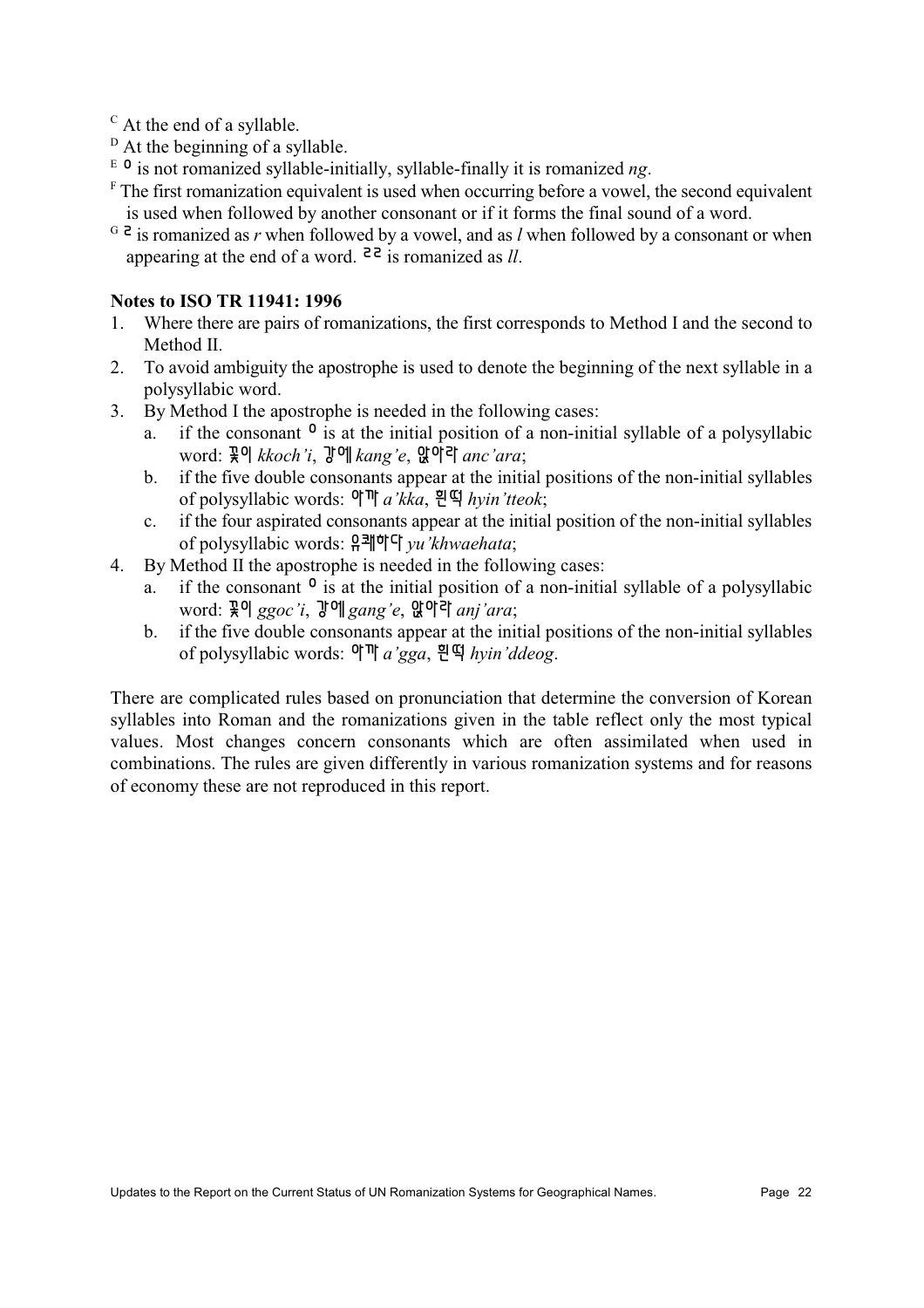[C] At the end of a syllable.

[D] At the beginning of a syllable.

[E] ㅇ is not romanized syllable-initially, syllable-finally it is romanized *ng*.

[F] The first romanization equivalent is used when occurring before a vowel, the second equivalent is used when followed by another consonant or if it forms the final sound of a word.

[G] ㄹ is romanized as *r* when followed by a vowel, and as *l* when followed by a consonant or when appearing at the end of a word. ㄹㄹ is romanized as *ll*.

**Notes to ISO TR 11941: 1996**

1. Where there are pairs of romanizations, the first corresponds to Method I and the second to Method II.
2. To avoid ambiguity the apostrophe is used to denote the beginning of the next syllable in a polysyllabic word.
3. By Method I the apostrophe is needed in the following cases:
   a. if the consonant ㅇ is at the initial position of a non-initial syllable of a polysyllabic word: 꽃이 *kkoch'i*, 강에 *kang'e*, 앉아라 *anc'ara*;
   b. if the five double consonants appear at the initial positions of the non-initial syllables of polysyllabic words: 아까 *a'kka*, 흰떡 *hyin'tteok*;
   c. if the four aspirated consonants appear at the initial position of the non-initial syllables of polysyllabic words: 유쾌하다 *yu'khwaehata*;
4. By Method II the apostrophe is needed in the following cases:
   a. if the consonant ㅇ is at the initial position of a non-initial syllable of a polysyllabic word: 꽃이 *ggoc'i*, 강에 *gang'e*, 앉아라 *anj'ara*;
   b. if the five double consonants appear at the initial positions of the non-initial syllables of polysyllabic words: 아까 *a'gga*, 흰떡 *hyin'ddeog*.

There are complicated rules based on pronunciation that determine the conversion of Korean syllables into Roman and the romanizations given in the table reflect only the most typical values. Most changes concern consonants which are often assimilated when used in combinations. The rules are given differently in various romanization systems and for reasons of economy these are not reproduced in this report.